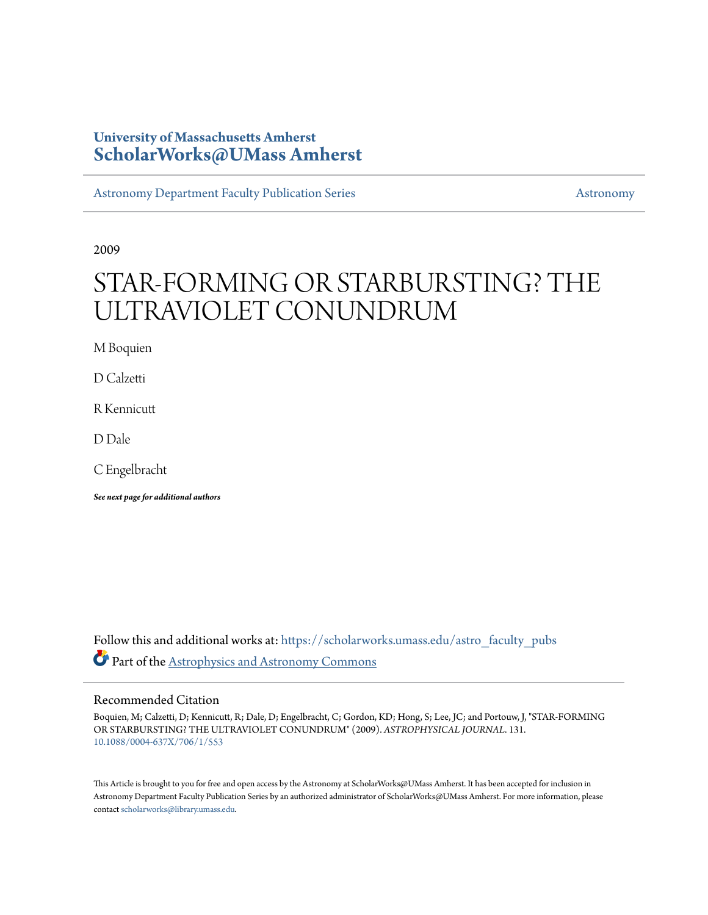University of Massachusetts Amherst
**ScholarWorks@UMass Amherst**

Astronomy Department Faculty Publication Series | Astronomy

2009

# STAR-FORMING OR STARBURSTING? THE ULTRAVIOLET CONUNDRUM

M Boquien

D Calzetti

R Kennicutt

D Dale

C Engelbracht

***See next page for additional authors***

Follow this and additional works at: https://scholarworks.umass.edu/astro_faculty_pubs

Part of the Astrophysics and Astronomy Commons

## Recommended Citation

Boquien, M; Calzetti, D; Kennicutt, R; Dale, D; Engelbracht, C; Gordon, KD; Hong, S; Lee, JC; and Portouw, J, "STAR-FORMING OR STARBURSTING? THE ULTRAVIOLET CONUNDRUM" (2009). *ASTROPHYSICAL JOURNAL*. 131.
10.1088/0004-637X/706/1/553

This Article is brought to you for free and open access by the Astronomy at ScholarWorks@UMass Amherst. It has been accepted for inclusion in Astronomy Department Faculty Publication Series by an authorized administrator of ScholarWorks@UMass Amherst. For more information, please contact scholarworks@library.umass.edu.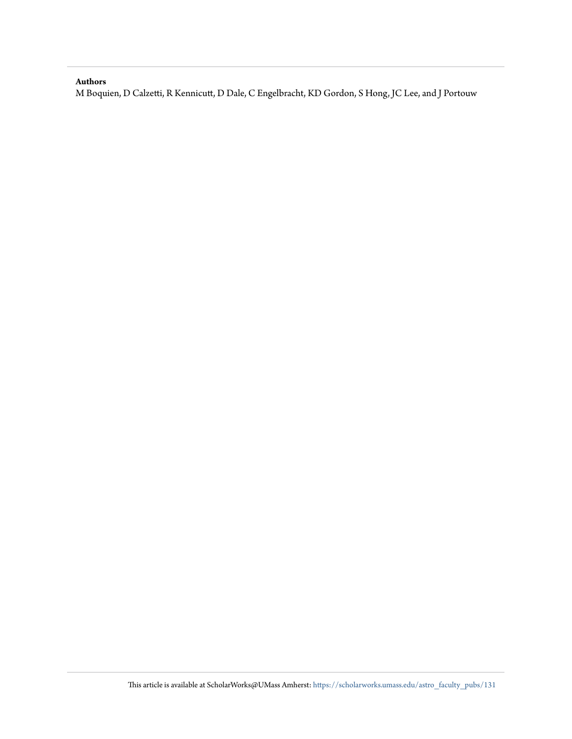**Authors**

M Boquien, D Calzetti, R Kennicutt, D Dale, C Engelbracht, KD Gordon, S Hong, JC Lee, and J Portouw

This article is available at ScholarWorks@UMass Amherst: https://scholarworks.umass.edu/astro_faculty_pubs/131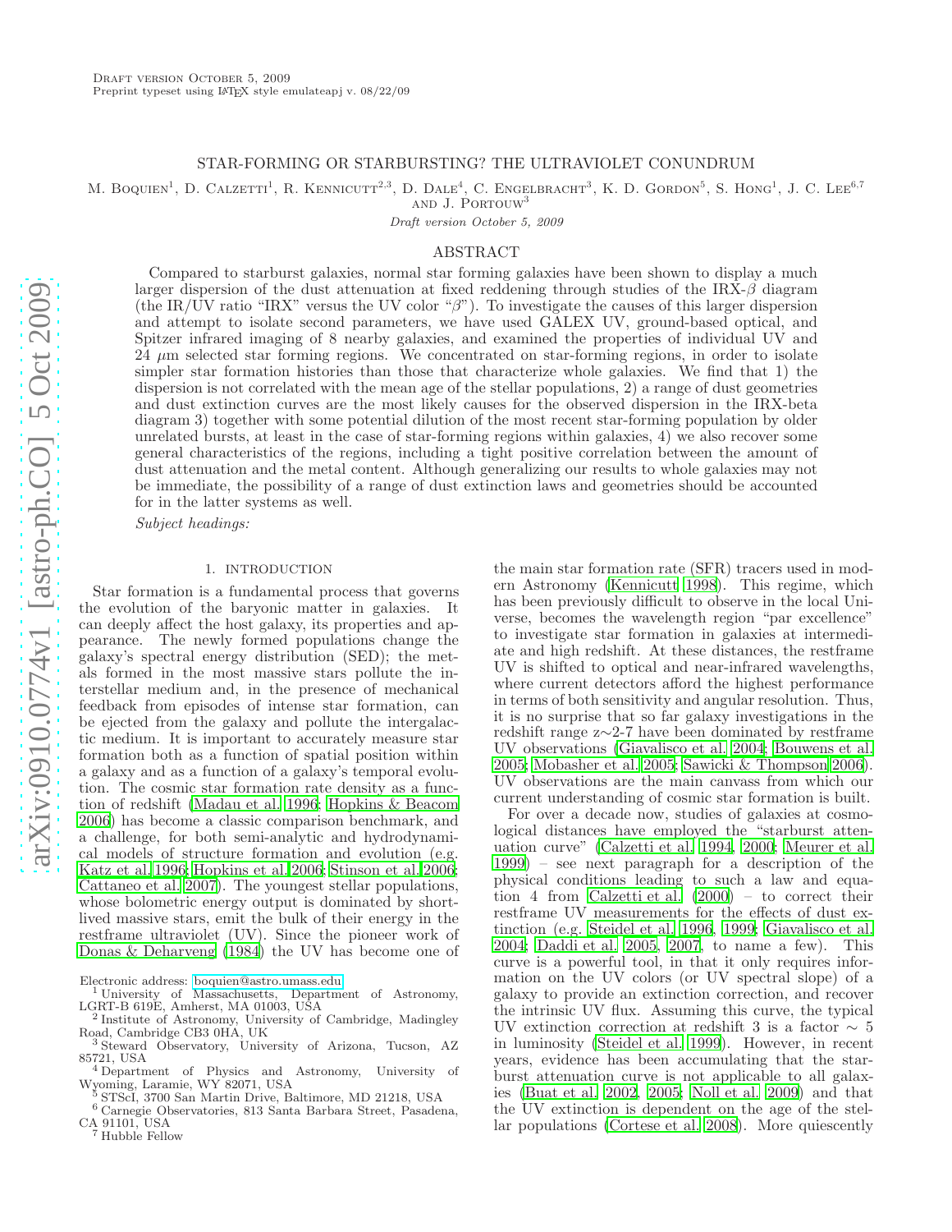# STAR-FORMING OR STARBURSTING? THE ULTRAVIOLET CONUNDRUM

M. Boquien[1], D. Calzetti[1], R. Kennicutt[2,3], D. Dale[4], C. Engelbracht[3], K. D. Gordon[5], S. Hong[1], J. C. Lee[6,7] and J. Portouw[3]

*Draft version October 5, 2009*

## ABSTRACT

Compared to starburst galaxies, normal star forming galaxies have been shown to display a much larger dispersion of the dust attenuation at fixed reddening through studies of the IRX-$\beta$ diagram (the IR/UV ratio "IRX" versus the UV color "$\beta$"). To investigate the causes of this larger dispersion and attempt to isolate second parameters, we have used GALEX UV, ground-based optical, and Spitzer infrared imaging of 8 nearby galaxies, and examined the properties of individual UV and 24 $\mu$m selected star forming regions. We concentrated on star-forming regions, in order to isolate simpler star formation histories than those that characterize whole galaxies. We find that 1) the dispersion is not correlated with the mean age of the stellar populations, 2) a range of dust geometries and dust extinction curves are the most likely causes for the observed dispersion in the IRX-beta diagram 3) together with some potential dilution of the most recent star-forming population by older unrelated bursts, at least in the case of star-forming regions within galaxies, 4) we also recover some general characteristics of the regions, including a tight positive correlation between the amount of dust attenuation and the metal content. Although generalizing our results to whole galaxies may not be immediate, the possibility of a range of dust extinction laws and geometries should be accounted for in the latter systems as well.

*Subject headings:*

## 1. INTRODUCTION

Star formation is a fundamental process that governs the evolution of the baryonic matter in galaxies. It can deeply affect the host galaxy, its properties and appearance. The newly formed populations change the galaxy's spectral energy distribution (SED); the metals formed in the most massive stars pollute the interstellar medium and, in the presence of mechanical feedback from episodes of intense star formation, can be ejected from the galaxy and pollute the intergalactic medium. It is important to accurately measure star formation both as a function of spatial position within a galaxy and as a function of a galaxy's temporal evolution. The cosmic star formation rate density as a function of redshift (Madau et al. 1996; Hopkins & Beacom 2006) has become a classic comparison benchmark, and a challenge, for both semi-analytic and hydrodynamical models of structure formation and evolution (e.g. Katz et al. 1996; Hopkins et al. 2006; Stinson et al. 2006; Cattaneo et al. 2007). The youngest stellar populations, whose bolometric energy output is dominated by short-lived massive stars, emit the bulk of their energy in the restframe ultraviolet (UV). Since the pioneer work of Donas & Deharveng (1984) the UV has become one of the main star formation rate (SFR) tracers used in modern Astronomy (Kennicutt 1998). This regime, which has been previously difficult to observe in the local Universe, becomes the wavelength region "par excellence" to investigate star formation in galaxies at intermediate and high redshift. At these distances, the restframe UV is shifted to optical and near-infrared wavelengths, where current detectors afford the highest performance in terms of both sensitivity and angular resolution. Thus, it is no surprise that so far galaxy investigations in the redshift range z$\sim$2-7 have been dominated by restframe UV observations (Giavalisco et al. 2004; Bouwens et al. 2005; Mobasher et al. 2005; Sawicki & Thompson 2006). UV observations are the main canvass from which our current understanding of cosmic star formation is built.

For over a decade now, studies of galaxies at cosmological distances have employed the "starburst attenuation curve" (Calzetti et al. 1994, 2000; Meurer et al. 1999) – see next paragraph for a description of the physical conditions leading to such a law and equation 4 from Calzetti et al. (2000) – to correct their restframe UV measurements for the effects of dust extinction (e.g. Steidel et al. 1996, 1999; Giavalisco et al. 2004; Daddi et al. 2005, 2007, to name a few). This curve is a powerful tool, in that it only requires information on the UV colors (or UV spectral slope) of a galaxy to provide an extinction correction, and recover the intrinsic UV flux. Assuming this curve, the typical UV extinction correction at redshift 3 is a factor $\sim$ 5 in luminosity (Steidel et al. 1999). However, in recent years, evidence has been accumulating that the starburst attenuation curve is not applicable to all galaxies (Buat et al. 2002, 2005; Noll et al. 2009) and that the UV extinction is dependent on the age of the stellar populations (Cortese et al. 2008). More quiescently

Electronic address: boquien@astro.umass.edu

[1] University of Massachusetts, Department of Astronomy, LGRT-B 619E, Amherst, MA 01003, USA

[2] Institute of Astronomy, University of Cambridge, Madingley Road, Cambridge CB3 0HA, UK

[3] Steward Observatory, University of Arizona, Tucson, AZ 85721, USA

[4] Department of Physics and Astronomy, University of Wyoming, Laramie, WY 82071, USA

[5] STScI, 3700 San Martin Drive, Baltimore, MD 21218, USA

[6] Carnegie Observatories, 813 Santa Barbara Street, Pasadena, CA 91101, USA

[7] Hubble Fellow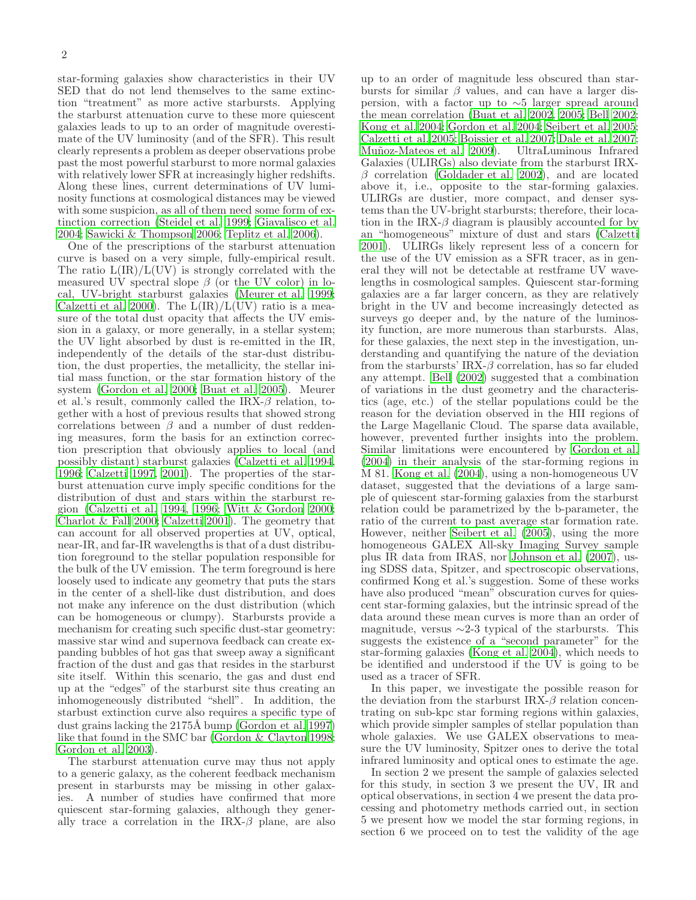star-forming galaxies show characteristics in their UV SED that do not lend themselves to the same extinction "treatment" as more active starbursts. Applying the starburst attenuation curve to these more quiescent galaxies leads to up to an order of magnitude overestimate of the UV luminosity (and of the SFR). This result clearly represents a problem as deeper observations probe past the most powerful starburst to more normal galaxies with relatively lower SFR at increasingly higher redshifts. Along these lines, current determinations of UV luminosity functions at cosmological distances may be viewed with some suspicion, as all of them need some form of extinction correction (Steidel et al. 1999; Giavalisco et al. 2004; Sawicki & Thompson 2006; Teplitz et al. 2006).

One of the prescriptions of the starburst attenuation curve is based on a very simple, fully-empirical result. The ratio L(IR)/L(UV) is strongly correlated with the measured UV spectral slope $\beta$ (or the UV color) in local, UV-bright starburst galaxies (Meurer et al. 1999; Calzetti et al. 2000). The L(IR)/L(UV) ratio is a measure of the total dust opacity that affects the UV emission in a galaxy, or more generally, in a stellar system; the UV light absorbed by dust is re-emitted in the IR, independently of the details of the star-dust distribution, the dust properties, the metallicity, the stellar initial mass function, or the star formation history of the system (Gordon et al. 2000; Buat et al. 2005). Meurer et al.'s result, commonly called the IRX-$\beta$ relation, together with a host of previous results that showed strong correlations between $\beta$ and a number of dust reddening measures, form the basis for an extinction correction prescription that obviously applies to local (and possibly distant) starburst galaxies (Calzetti et al. 1994, 1996; Calzetti 1997, 2001). The properties of the starburst attenuation curve imply specific conditions for the distribution of dust and stars within the starburst region (Calzetti et al. 1994, 1996; Witt & Gordon 2000; Charlot & Fall 2000; Calzetti 2001). The geometry that can account for all observed properties at UV, optical, near-IR, and far-IR wavelengths is that of a dust distribution foreground to the stellar population responsible for the bulk of the UV emission. The term foreground is here loosely used to indicate any geometry that puts the stars in the center of a shell-like dust distribution, and does not make any inference on the dust distribution (which can be homogeneous or clumpy). Starbursts provide a mechanism for creating such specific dust-star geometry: massive star wind and supernova feedback can create expanding bubbles of hot gas that sweep away a significant fraction of the dust and gas that resides in the starburst site itself. Within this scenario, the gas and dust end up at the "edges" of the starburst site thus creating an inhomogeneously distributed "shell". In addition, the starbust extinction curve also requires a specific type of dust grains lacking the 2175Å bump (Gordon et al. 1997) like that found in the SMC bar (Gordon & Clayton 1998; Gordon et al. 2003).

The starburst attenuation curve may thus not apply to a generic galaxy, as the coherent feedback mechanism present in starbursts may be missing in other galaxies. A number of studies have confirmed that more quiescent star-forming galaxies, although they generally trace a correlation in the IRX-$\beta$ plane, are also up to an order of magnitude less obscured than starbursts for similar $\beta$ values, and can have a larger dispersion, with a factor up to $\sim$5 larger spread around the mean correlation (Buat et al. 2002, 2005; Bell 2002; Kong et al. 2004; Gordon et al. 2004; Seibert et al. 2005; Calzetti et al. 2005; Boissier et al. 2007; Dale et al. 2007; Muñoz-Mateos et al. 2009). UltraLuminous Infrared Galaxies (ULIRGs) also deviate from the starburst IRX-$\beta$ correlation (Goldader et al. 2002), and are located above it, i.e., opposite to the star-forming galaxies. ULIRGs are dustier, more compact, and denser systems than the UV-bright starbursts; therefore, their location in the IRX-$\beta$ diagram is plausibly accounted for by an "homogeneous" mixture of dust and stars (Calzetti 2001). ULIRGs likely represent less of a concern for the use of the UV emission as a SFR tracer, as in general they will not be detectable at restframe UV wavelengths in cosmological samples. Quiescent star-forming galaxies are a far larger concern, as they are relatively bright in the UV and become increasingly detected as surveys go deeper and, by the nature of the luminosity function, are more numerous than starbursts. Alas, for these galaxies, the next step in the investigation, understanding and quantifying the nature of the deviation from the starbursts' IRX-$\beta$ correlation, has so far eluded any attempt. Bell (2002) suggested that a combination of variations in the dust geometry and the characteristics (age, etc.) of the stellar populations could be the reason for the deviation observed in the HII regions of the Large Magellanic Cloud. The sparse data available, however, prevented further insights into the problem. Similar limitations were encountered by Gordon et al. (2004) in their analysis of the star-forming regions in M 81. Kong et al. (2004), using a non-homogeneous UV dataset, suggested that the deviations of a large sample of quiescent star-forming galaxies from the starburst relation could be parametrized by the b-parameter, the ratio of the current to past average star formation rate. However, neither Seibert et al. (2005), using the more homogeneous GALEX All-sky Imaging Survey sample plus IR data from IRAS, nor Johnson et al. (2007), using SDSS data, Spitzer, and spectroscopic observations, confirmed Kong et al.'s suggestion. Some of these works have also produced "mean" obscuration curves for quiescent star-forming galaxies, but the intrinsic spread of the data around these mean curves is more than an order of magnitude, versus $\sim$2-3 typical of the starbursts. This suggests the existence of a "second parameter" for the star-forming galaxies (Kong et al. 2004), which needs to be identified and understood if the UV is going to be used as a tracer of SFR.

In this paper, we investigate the possible reason for the deviation from the starburst IRX-$\beta$ relation concentrating on sub-kpc star forming regions within galaxies, which provide simpler samples of stellar population than whole galaxies. We use GALEX observations to measure the UV luminosity, Spitzer ones to derive the total infrared luminosity and optical ones to estimate the age.

In section 2 we present the sample of galaxies selected for this study, in section 3 we present the UV, IR and optical observations, in section 4 we present the data processing and photometry methods carried out, in section 5 we present how we model the star forming regions, in section 6 we proceed on to test the validity of the age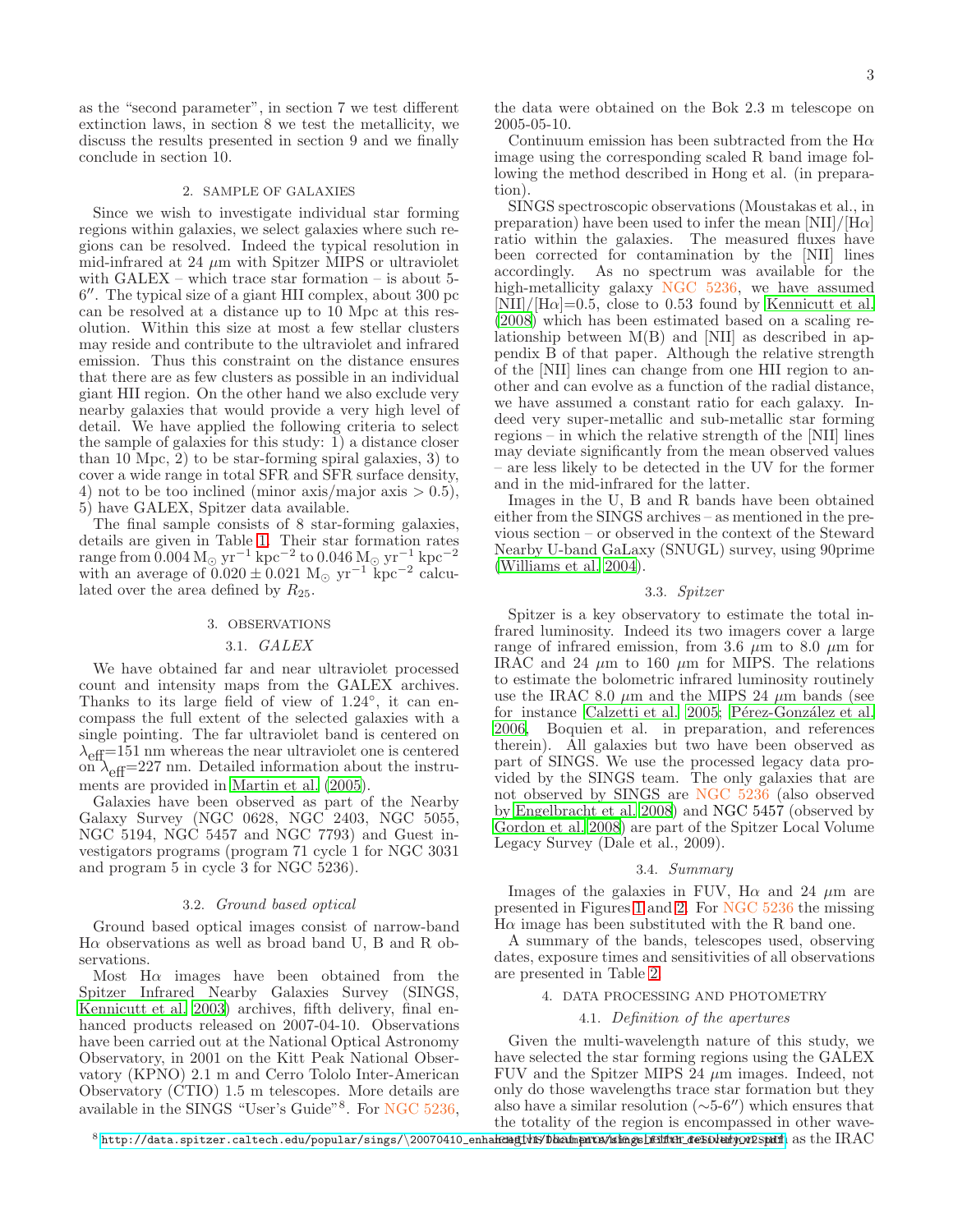as the "second parameter", in section 7 we test different extinction laws, in section 8 we test the metallicity, we discuss the results presented in section 9 and we finally conclude in section 10.

## 2. SAMPLE OF GALAXIES

Since we wish to investigate individual star forming regions within galaxies, we select galaxies where such regions can be resolved. Indeed the typical resolution in mid-infrared at 24 $\mu$m with Spitzer MIPS or ultraviolet with GALEX – which trace star formation – is about 5-6″. The typical size of a giant HII complex, about 300 pc can be resolved at a distance up to 10 Mpc at this resolution. Within this size at most a few stellar clusters may reside and contribute to the ultraviolet and infrared emission. Thus this constraint on the distance ensures that there are as few clusters as possible in an individual giant HII region. On the other hand we also exclude very nearby galaxies that would provide a very high level of detail. We have applied the following criteria to select the sample of galaxies for this study: 1) a distance closer than 10 Mpc, 2) to be star-forming spiral galaxies, 3) to cover a wide range in total SFR and SFR surface density, 4) not to be too inclined (minor axis/major axis > 0.5), 5) have GALEX, Spitzer data available.

The final sample consists of 8 star-forming galaxies, details are given in Table 1. Their star formation rates range from 0.004 $M_\odot$ yr$^{-1}$ kpc$^{-2}$ to 0.046 $M_\odot$ yr$^{-1}$ kpc$^{-2}$ with an average of $0.020 \pm 0.021$ $M_\odot$ yr$^{-1}$ kpc$^{-2}$ calculated over the area defined by $R_{25}$.

## 3. OBSERVATIONS

### 3.1. *GALEX*

We have obtained far and near ultraviolet processed count and intensity maps from the GALEX archives. Thanks to its large field of view of 1.24°, it can encompass the full extent of the selected galaxies with a single pointing. The far ultraviolet band is centered on $\lambda_{\rm eff}$=151 nm whereas the near ultraviolet one is centered on $\lambda_{\rm eff}$=227 nm. Detailed information about the instruments are provided in Martin et al. (2005).

Galaxies have been observed as part of the Nearby Galaxy Survey (NGC 0628, NGC 2403, NGC 5055, NGC 5194, NGC 5457 and NGC 7793) and Guest investigators programs (program 71 cycle 1 for NGC 3031 and program 5 in cycle 3 for NGC 5236).

### 3.2. *Ground based optical*

Ground based optical images consist of narrow-band H$\alpha$ observations as well as broad band U, B and R observations.

Most H$\alpha$ images have been obtained from the Spitzer Infrared Nearby Galaxies Survey (SINGS, Kennicutt et al. 2003) archives, fifth delivery, final enhanced products released on 2007-04-10. Observations have been carried out at the National Optical Astronomy Observatory, in 2001 on the Kitt Peak National Observatory (KPNO) 2.1 m and Cerro Tololo Inter-American Observatory (CTIO) 1.5 m telescopes. More details are available in the SINGS "User's Guide"[8]. For NGC 5236, the data were obtained on the Bok 2.3 m telescope on 2005-05-10.

Continuum emission has been subtracted from the H$\alpha$ image using the corresponding scaled R band image following the method described in Hong et al. (in preparation).

SINGS spectroscopic observations (Moustakas et al., in preparation) have been used to infer the mean [NII]/[H$\alpha$] ratio within the galaxies. The measured fluxes have been corrected for contamination by the [NII] lines accordingly. As no spectrum was available for the high-metallicity galaxy NGC 5236, we have assumed [NII]/[H$\alpha$]=0.5, close to 0.53 found by Kennicutt et al. (2008) which has been estimated based on a scaling relationship between M(B) and [NII] as described in appendix B of that paper. Although the relative strength of the [NII] lines can change from one HII region to another and can evolve as a function of the radial distance, we have assumed a constant ratio for each galaxy. Indeed very super-metallic and sub-metallic star forming regions – in which the relative strength of the [NII] lines may deviate significantly from the mean observed values – are less likely to be detected in the UV for the former and in the mid-infrared for the latter.

Images in the U, B and R bands have been obtained either from the SINGS archives – as mentioned in the previous section – or observed in the context of the Steward Nearby U-band GaLaxy (SNUGL) survey, using 90prime (Williams et al. 2004).

### 3.3. *Spitzer*

Spitzer is a key observatory to estimate the total infrared luminosity. Indeed its two imagers cover a large range of infrared emission, from 3.6 $\mu$m to 8.0 $\mu$m for IRAC and 24 $\mu$m to 160 $\mu$m for MIPS. The relations to estimate the bolometric infrared luminosity routinely use the IRAC 8.0 $\mu$m and the MIPS 24 $\mu$m bands (see for instance Calzetti et al. 2005; Pérez-González et al. 2006, Boquien et al. in preparation, and references therein). All galaxies but two have been observed as part of SINGS. We use the processed legacy data provided by the SINGS team. The only galaxies that are not observed by SINGS are NGC 5236 (also observed by Engelbracht et al. 2008) and NGC 5457 (observed by Gordon et al. 2008) are part of the Spitzer Local Volume Legacy Survey (Dale et al., 2009).

### 3.4. *Summary*

Images of the galaxies in FUV, H$\alpha$ and 24 $\mu$m are presented in Figures 1 and 2. For NGC 5236 the missing H$\alpha$ image has been substituted with the R band one.

A summary of the bands, telescopes used, observing dates, exposure times and sensitivities of all observations are presented in Table 2.

## 4. DATA PROCESSING AND PHOTOMETRY

### 4.1. *Definition of the apertures*

Given the multi-wavelength nature of this study, we have selected the star forming regions using the GALEX FUV and the Spitzer MIPS 24 $\mu$m images. Indeed, not only do those wavelengths trace star formation but they also have a similar resolution (∼5-6″) which ensures that the totality of the region is encompassed in other wavelengths with a better resolution, such as the IRAC

[8] http://data.spitzer.caltech.edu/popular/sings/20070410_enhanced_v1/Documents/sings_fifth_delivery_v2.pdf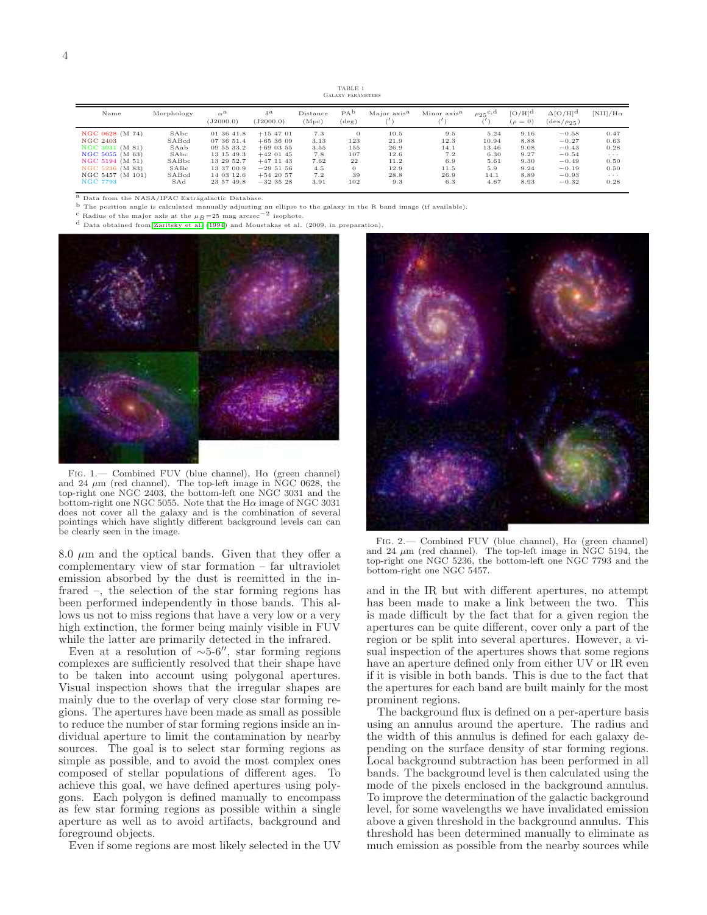TABLE 1
Galaxy parameters

| Name | Morphology | $\alpha$[a] (J2000.0) | $\delta$[a] (J2000.0) | Distance (Mpc) | PA[b] (deg) | Major axis[a] (′) | Minor axis[a] (′) | $\rho_{25}$[c,d] (′) | [O/H][d] ($\rho=0$) | $\Delta$[O/H][d] (dex/$\rho_{25}$) | [NII]/H$\alpha$ |
|---|---|---|---|---|---|---|---|---|---|---|---|
| NGC 0628 (M 74) | SAbc | 01 36 41.8 | +15 47 01 | 7.3 | 0 | 10.5 | 9.5 | 5.24 | 9.16 | −0.58 | 0.47 |
| NGC 2403 | SABcd | 07 36 51.4 | +65 36 09 | 3.13 | 123 | 21.9 | 12.3 | 10.94 | 8.88 | −0.27 | 0.63 |
| NGC 3031 (M 81) | SAab | 09 55 33.2 | +69 03 55 | 3.55 | 155 | 26.9 | 14.1 | 13.46 | 9.08 | −0.43 | 0.28 |
| NGC 5055 (M 63) | SAbc | 13 15 49.3 | +42 01 45 | 7.8 | 107 | 12.6 | 7.2 | 6.30 | 9.27 | −0.54 | ··· |
| NGC 5194 (M 51) | SABbc | 13 29 52.7 | +47 11 43 | 7.62 | 22 | 11.2 | 6.9 | 5.61 | 9.30 | −0.49 | 0.50 |
| NGC 5236 (M 83) | SABc | 13 37 00.9 | −29 51 56 | 4.5 | 0 | 12.9 | 11.5 | 5.9 | 9.24 | −0.19 | 0.50 |
| NGC 5457 (M 101) | SABcd | 14 03 12.6 | +54 20 57 | 7.2 | 39 | 28.8 | 26.9 | 14.1 | 8.89 | −0.93 | ··· |
| NGC 7793 | SAd | 23 57 49.8 | −32 35 28 | 3.91 | 102 | 9.3 | 6.3 | 4.67 | 8.93 | −0.32 | 0.28 |

[a] Data from the NASA/IPAC Extragalactic Database.
[b] The position angle is calculated manually adjusting an ellipse to the galaxy in the R band image (if available).
[c] Radius of the major axis at the $\mu_B$=25 mag arcsec$^{-2}$ isophote.
[d] Data obtained from Zaritsky et al. (1994) and Moustakas et al. (2009, in preparation).

Fig. 1.— Combined FUV (blue channel), H$\alpha$ (green channel) and 24 $\mu$m (red channel). The top-left image in NGC 0628, the top-right one NGC 2403, the bottom-left one NGC 3031 and the bottom-right one NGC 5055. Note that the H$\alpha$ image of NGC 3031 does not cover all the galaxy and is the combination of several pointings which have slightly different background levels can can be clearly seen in the image.

Fig. 2.— Combined FUV (blue channel), H$\alpha$ (green channel) and 24 $\mu$m (red channel). The top-left image in NGC 5194, the top-right one NGC 5236, the bottom-left one NGC 7793 and the bottom-right one NGC 5457.

8.0 $\mu$m and the optical bands. Given that they offer a complementary view of star formation – far ultraviolet emission absorbed by the dust is reemitted in the infrared –, the selection of the star forming regions has been performed independently in those bands. This allows us not to miss regions that have a very low or a very high extinction, the former being mainly visible in FUV while the latter are primarily detected in the infrared.

Even at a resolution of ∼5-6″, star forming regions complexes are sufficiently resolved that their shape have to be taken into account using polygonal apertures. Visual inspection shows that the irregular shapes are mainly due to the overlap of very close star forming regions. The apertures have been made as small as possible to reduce the number of star forming regions inside an individual aperture to limit the contamination by nearby sources. The goal is to select star forming regions as simple as possible, and to avoid the most complex ones composed of stellar populations of different ages. To achieve this goal, we have defined apertures using polygons. Each polygon is defined manually to encompass as few star forming regions as possible within a single aperture as well as to avoid artifacts, background and foreground objects.

Even if some regions are most likely selected in the UV and in the IR but with different apertures, no attempt has been made to make a link between the two. This is made difficult by the fact that for a given region the apertures can be quite different, cover only a part of the region or be split into several apertures. However, a visual inspection of the apertures shows that some regions have an aperture defined only from either UV or IR even if it is visible in both bands. This is due to the fact that the apertures for each band are built mainly for the most prominent regions.

The background flux is defined on a per-aperture basis using an annulus around the aperture. The radius and the width of this annulus is defined for each galaxy depending on the surface density of star forming regions. Local background subtraction has been performed in all bands. The background level is then calculated using the mode of the pixels enclosed in the background annulus. To improve the determination of the galactic background level, for some wavelengths we have invalidated emission above a given threshold in the background annulus. This threshold has been determined manually to eliminate as much emission as possible from the nearby sources while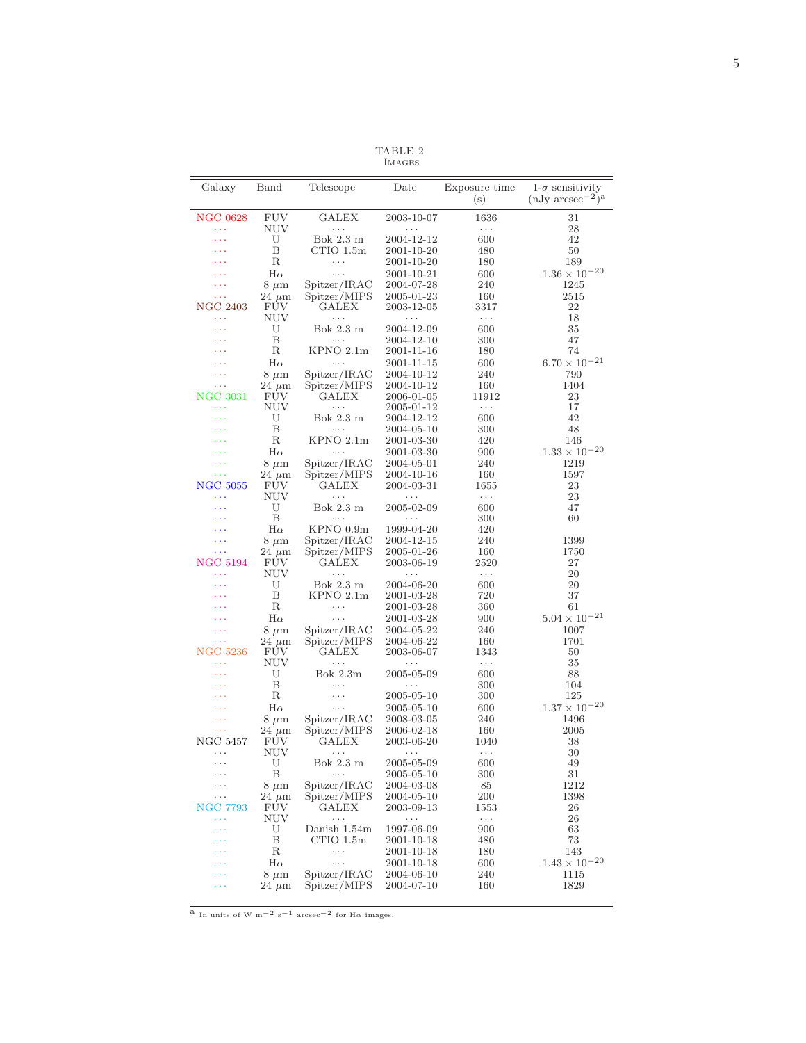TABLE 2
IMAGES

| Galaxy | Band | Telescope | Date | Exposure time (s) | 1-$\sigma$ sensitivity (nJy arcsec$^{-2}$)[a] |
|---|---|---|---|---|---|
| NGC 0628 | FUV | GALEX | 2003-10-07 | 1636 | 31 |
| ... | NUV | ... | ... | ... | 28 |
| ... | U | Bok 2.3 m | 2004-12-12 | 600 | 42 |
| ... | B | CTIO 1.5m | 2001-10-20 | 480 | 50 |
| ... | R | ... | 2001-10-20 | 180 | 189 |
| ... | H$\alpha$ | ... | 2001-10-21 | 600 | $1.36 \times 10^{-20}$ |
| ... | 8 $\mu$m | Spitzer/IRAC | 2004-07-28 | 240 | 1245 |
| ... | 24 $\mu$m | Spitzer/MIPS | 2005-01-23 | 160 | 2515 |
| NGC 2403 | FUV | GALEX | 2003-12-05 | 3317 | 22 |
| ... | NUV | ... | ... | ... | 18 |
| ... | U | Bok 2.3 m | 2004-12-09 | 600 | 35 |
| ... | B | ... | 2004-12-10 | 300 | 47 |
| ... | R | KPNO 2.1m | 2001-11-16 | 180 | 74 |
| ... | H$\alpha$ | ... | 2001-11-15 | 600 | $6.70 \times 10^{-21}$ |
| ... | 8 $\mu$m | Spitzer/IRAC | 2004-10-12 | 240 | 790 |
| ... | 24 $\mu$m | Spitzer/MIPS | 2004-10-12 | 160 | 1404 |
| NGC 3031 | FUV | GALEX | 2006-01-05 | 11912 | 23 |
| ... | NUV | ... | 2005-01-12 | ... | 17 |
| ... | U | Bok 2.3 m | 2004-12-12 | 600 | 42 |
| ... | B | ... | 2004-05-10 | 300 | 48 |
| ... | R | KPNO 2.1m | 2001-03-30 | 420 | 146 |
| ... | H$\alpha$ | ... | 2001-03-30 | 900 | $1.33 \times 10^{-20}$ |
| ... | 8 $\mu$m | Spitzer/IRAC | 2004-05-01 | 240 | 1219 |
| ... | 24 $\mu$m | Spitzer/MIPS | 2004-10-16 | 160 | 1597 |
| NGC 5055 | FUV | GALEX | 2004-03-31 | 1655 | 23 |
| ... | NUV | ... | ... | ... | 23 |
| ... | U | Bok 2.3 m | 2005-02-09 | 600 | 47 |
| ... | B | ... | ... | 300 | 60 |
| ... | H$\alpha$ | KPNO 0.9m | 1999-04-20 | 420 | |
| ... | 8 $\mu$m | Spitzer/IRAC | 2004-12-15 | 240 | 1399 |
| ... | 24 $\mu$m | Spitzer/MIPS | 2005-01-26 | 160 | 1750 |
| NGC 5194 | FUV | GALEX | 2003-06-19 | 2520 | 27 |
| ... | NUV | ... | ... | ... | 20 |
| ... | U | Bok 2.3 m | 2004-06-20 | 600 | 20 |
| ... | B | KPNO 2.1m | 2001-03-28 | 720 | 37 |
| ... | R | ... | 2001-03-28 | 360 | 61 |
| ... | H$\alpha$ | ... | 2001-03-28 | 900 | $5.04 \times 10^{-21}$ |
| ... | 8 $\mu$m | Spitzer/IRAC | 2004-05-22 | 240 | 1007 |
| ... | 24 $\mu$m | Spitzer/MIPS | 2004-06-22 | 160 | 1701 |
| NGC 5236 | FUV | GALEX | 2003-06-07 | 1343 | 50 |
| ... | NUV | ... | ... | ... | 35 |
| ... | U | Bok 2.3m | 2005-05-09 | 600 | 88 |
| ... | B | ... | ... | 300 | 104 |
| ... | R | ... | 2005-05-10 | 300 | 125 |
| ... | H$\alpha$ | ... | 2005-05-10 | 600 | $1.37 \times 10^{-20}$ |
| ... | 8 $\mu$m | Spitzer/IRAC | 2008-03-05 | 240 | 1496 |
| ... | 24 $\mu$m | Spitzer/MIPS | 2006-02-18 | 160 | 2005 |
| NGC 5457 | FUV | GALEX | 2003-06-20 | 1040 | 38 |
| ... | NUV | ... | ... | ... | 30 |
| ... | U | Bok 2.3 m | 2005-05-09 | 600 | 49 |
| ... | B | ... | 2005-05-10 | 300 | 31 |
| ... | 8 $\mu$m | Spitzer/IRAC | 2004-03-08 | 85 | 1212 |
| ... | 24 $\mu$m | Spitzer/MIPS | 2004-05-10 | 200 | 1398 |
| NGC 7793 | FUV | GALEX | 2003-09-13 | 1553 | 26 |
| ... | NUV | ... | ... | ... | 26 |
| ... | U | Danish 1.54m | 1997-06-09 | 900 | 63 |
| ... | B | CTIO 1.5m | 2001-10-18 | 480 | 73 |
| ... | R | ... | 2001-10-18 | 180 | 143 |
| ... | H$\alpha$ | ... | 2001-10-18 | 600 | $1.43 \times 10^{-20}$ |
| ... | 8 $\mu$m | Spitzer/IRAC | 2004-06-10 | 240 | 1115 |
| ... | 24 $\mu$m | Spitzer/MIPS | 2004-07-10 | 160 | 1829 |

[a] In units of W m$^{-2}$ s$^{-1}$ arcsec$^{-2}$ for H$\alpha$ images.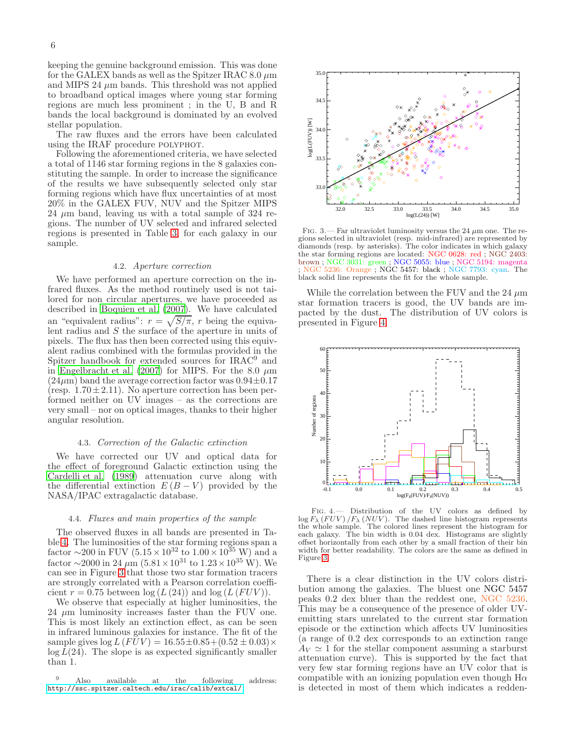keeping the genuine background emission. This was done for the GALEX bands as well as the Spitzer IRAC 8.0 $\mu$m and MIPS 24 $\mu$m bands. This threshold was not applied to broadband optical images where young star forming regions are much less prominent ; in the U, B and R bands the local background is dominated by an evolved stellar population.

The raw fluxes and the errors have been calculated using the IRAF procedure POLYPHOT.

Following the aforementioned criteria, we have selected a total of 1146 star forming regions in the 8 galaxies constituting the sample. In order to increase the significance of the results we have subsequently selected only star forming regions which have flux uncertainties of at most 20% in the GALEX FUV, NUV and the Spitzer MIPS 24 $\mu$m band, leaving us with a total sample of 324 regions. The number of UV selected and infrared selected regions is presented in Table 3, for each galaxy in our sample.

### 4.2. *Aperture correction*

We have performed an aperture correction on the infrared fluxes. As the method routinely used is not tailored for non circular apertures, we have proceeded as described in Boquien et al. (2007). We have calculated an "equivalent radius": $r = \sqrt{S/\pi}$, $r$ being the equivalent radius and $S$ the surface of the aperture in units of pixels. The flux has then been corrected using this equivalent radius combined with the formulas provided in the Spitzer handbook for extended sources for IRAC[9] and in Engelbracht et al. (2007) for MIPS. For the 8.0 $\mu$m (24$\mu$m) band the average correction factor was $0.94 \pm 0.17$ (resp. $1.70 \pm 2.11$). No aperture correction has been performed neither on UV images – as the corrections are very small – nor on optical images, thanks to their higher angular resolution.

### 4.3. *Correction of the Galactic extinction*

We have corrected our UV and optical data for the effect of foreground Galactic extinction using the Cardelli et al. (1989) attenuation curve along with the differential extinction $E(B-V)$ provided by the NASA/IPAC extragalactic database.

### 4.4. *Fluxes and main properties of the sample*

The observed fluxes in all bands are presented in Table 4. The luminosities of the star forming regions span a factor $\sim$200 in FUV ($5.15 \times 10^{32}$ to $1.00 \times 10^{35}$ W) and a factor $\sim$2000 in 24 $\mu$m ($5.81 \times 10^{31}$ to $1.23 \times 10^{35}$ W). We can see in Figure 3 that those two star formation tracers are strongly correlated with a Pearson correlation coefficient $r = 0.75$ between $\log(L(24))$ and $\log(L(FUV))$.

We observe that especially at higher luminosities, the 24 $\mu$m luminosity increases faster than the FUV one. This is most likely an extinction effect, as can be seen in infrared luminous galaxies for instance. The fit of the sample gives $\log L(FUV) = 16.55 \pm 0.85 + (0.52 \pm 0.03) \times \log L(24)$. The slope is as expected significantly smaller than 1.

[9] Also available at the following address: http://ssc.spitzer.caltech.edu/irac/calib/extcal/

FIG. 3.— Far ultraviolet luminosity versus the 24 $\mu$m one. The regions selected in ultraviolet (resp. mid-infrared) are represented by diamonds (resp. by asterisks). The color indicates in which galaxy the star forming regions are located: NGC 0628: red ; NGC 2403: brown ; NGC 3031: green ; NGC 5055: blue ; NGC 5194: magenta ; NGC 5236: Orange ; NGC 5457: black ; NGC 7793: cyan. The black solid line represents the fit for the whole sample.

While the correlation between the FUV and the 24 $\mu$m star formation tracers is good, the UV bands are impacted by the dust. The distribution of UV colors is presented in Figure 4.

FIG. 4.— Distribution of the UV colors as defined by $\log F_{\lambda}(FUV)/F_{\lambda}(NUV)$. The dashed line histogram represents the whole sample. The colored lines represent the histogram for each galaxy. The bin width is 0.04 dex. Histograms are slightly offset horizontally from each other by a small fraction of their bin width for better readability. The colors are the same as defined in Figure 3.

There is a clear distinction in the UV colors distribution among the galaxies. The bluest one NGC 5457 peaks 0.2 dex bluer than the reddest one, NGC 5236. This may be a consequence of the presence of older UV-emitting stars unrelated to the current star formation episode or the extinction which affects UV luminosities (a range of 0.2 dex corresponds to an extinction range $A_V \simeq 1$ for the stellar component assuming a starburst attenuation curve). This is supported by the fact that very few star forming regions have an UV color that is compatible with an ionizing population even though H$\alpha$ is detected in most of them which indicates a redden-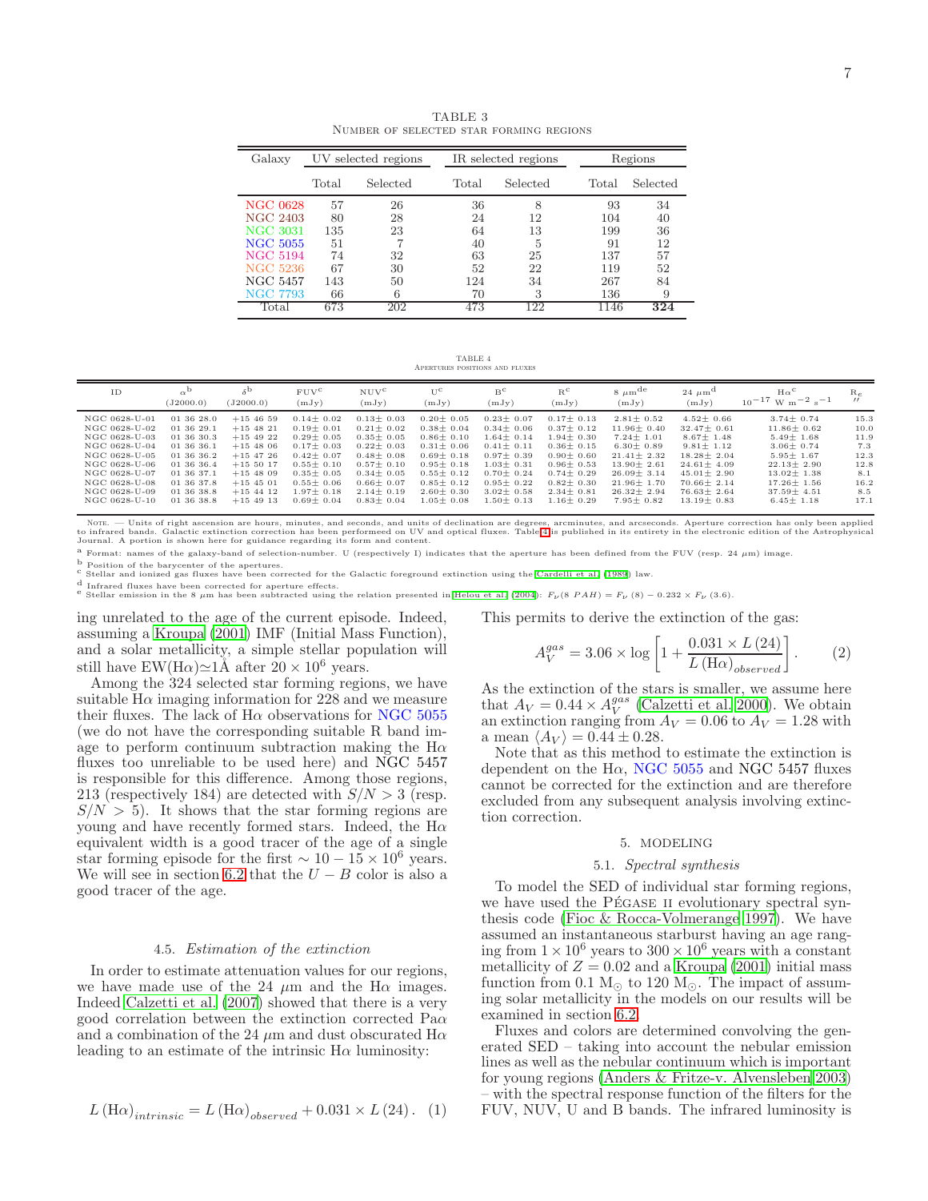TABLE 3
Number of selected star forming regions

| Galaxy | UV selected regions | | IR selected regions | | Regions | |
|---|---|---|---|---|---|---|
| | Total | Selected | Total | Selected | Total | Selected |
| NGC 0628 | 57 | 26 | 36 | 8 | 93 | 34 |
| NGC 2403 | 80 | 28 | 24 | 12 | 104 | 40 |
| NGC 3031 | 135 | 23 | 64 | 13 | 199 | 36 |
| NGC 5055 | 51 | 7 | 40 | 5 | 91 | 12 |
| NGC 5194 | 74 | 32 | 63 | 25 | 137 | 57 |
| NGC 5236 | 67 | 30 | 52 | 22 | 119 | 52 |
| NGC 5457 | 143 | 50 | 124 | 34 | 267 | 84 |
| NGC 7793 | 66 | 6 | 70 | 3 | 136 | 9 |
| Total | 673 | 202 | 473 | 122 | 1146 | **324** |

TABLE 4
Apertures positions and fluxes

| ID | $\alpha$[b] (J2000.0) | $\delta$[b] (J2000.0) | FUV[c] (mJy) | NUV[c] (mJy) | U[c] (mJy) | B[c] (mJy) | R[c] (mJy) | 8 $\mu$m[de] (mJy) | 24 $\mu$m[d] (mJy) | H$\alpha$[c] $10^{-17}$ W m$^{-2}$ s$^{-1}$ | R$_e$ $''$ |
|---|---|---|---|---|---|---|---|---|---|---|---|
| NGC 0628-U-01 | 01 36 28.0 | +15 46 59 | 0.14± 0.02 | 0.13± 0.03 | 0.20± 0.05 | 0.23± 0.07 | 0.17± 0.13 | 2.81± 0.52 | 4.52± 0.66 | 3.74± 0.74 | 15.3 |
| NGC 0628-U-02 | 01 36 29.1 | +15 48 21 | 0.19± 0.01 | 0.21± 0.02 | 0.38± 0.04 | 0.34± 0.06 | 0.37± 0.12 | 11.96± 0.40 | 32.47± 0.61 | 11.86± 0.62 | 10.0 |
| NGC 0628-U-03 | 01 36 30.3 | +15 49 22 | 0.29± 0.05 | 0.35± 0.05 | 0.86± 0.10 | 1.64± 0.14 | 1.94± 0.30 | 7.24± 1.01 | 8.67± 1.48 | 5.49± 1.68 | 11.9 |
| NGC 0628-U-04 | 01 36 36.1 | +15 48 06 | 0.17± 0.03 | 0.22± 0.03 | 0.31± 0.06 | 0.41± 0.11 | 0.36± 0.15 | 6.30± 0.89 | 9.81± 1.12 | 3.06± 0.74 | 7.3 |
| NGC 0628-U-05 | 01 36 36.2 | +15 47 26 | 0.42± 0.07 | 0.48± 0.08 | 0.69± 0.18 | 0.97± 0.39 | 0.90± 0.60 | 21.41± 2.32 | 18.28± 2.04 | 5.95± 1.67 | 12.3 |
| NGC 0628-U-06 | 01 36 36.4 | +15 50 17 | 0.55± 0.10 | 0.57± 0.10 | 0.95± 0.18 | 1.03± 0.31 | 0.96± 0.53 | 13.90± 2.61 | 24.61± 4.09 | 22.13± 2.90 | 12.8 |
| NGC 0628-U-07 | 01 36 37.1 | +15 48 09 | 0.35± 0.05 | 0.34± 0.05 | 0.55± 0.12 | 0.70± 0.24 | 0.74± 0.29 | 26.09± 3.14 | 45.01± 2.90 | 13.02± 1.38 | 8.1 |
| NGC 0628-U-08 | 01 36 37.8 | +15 45 01 | 0.55± 0.06 | 0.66± 0.07 | 0.85± 0.12 | 0.95± 0.22 | 0.82± 0.30 | 21.96± 1.70 | 70.66± 2.14 | 17.26± 1.56 | 16.2 |
| NGC 0628-U-09 | 01 36 38.8 | +15 44 12 | 1.97± 0.18 | 2.14± 0.19 | 2.60± 0.30 | 3.02± 0.58 | 2.34± 0.81 | 26.32± 2.94 | 76.63± 2.64 | 37.59± 4.51 | 8.5 |
| NGC 0628-U-10 | 01 36 38.8 | +15 49 13 | 0.69± 0.04 | 0.83± 0.04 | 1.05± 0.08 | 1.50± 0.13 | 1.16± 0.29 | 7.95± 0.82 | 13.19± 0.83 | 6.45± 1.18 | 17.1 |

Note. — Units of right ascension are hours, minutes, and seconds, and units of declination are degrees, arcminutes, and arcseconds. Aperture correction has only been applied to infrared bands. Galactic extinction correction has been performeed on UV and optical fluxes. Table 4 is published in its entirety in the electronic edition of the Astrophysical Journal. A portion is shown here for guidance regarding its form and content.

[a] Format: names of the galaxy-band of selection-number. U (respectively I) indicates that the aperture has been defined from the FUV (resp. 24 $\mu$m) image.

[b] Position of the barycenter of the apertures.

[c] Stellar and ionized gas fluxes have been corrected for the Galactic foreground extinction using the Cardelli et al. (1989) law.

[d] Infrared fluxes have been corrected for aperture effects.

[e] Stellar emission in the 8 $\mu$m has been subtracted using the relation presented in Helou et al. (2004): $F_\nu(8\ PAH) = F_\nu(8) - 0.232 \times F_\nu(3.6)$.

ing unrelated to the age of the current episode. Indeed, assuming a Kroupa (2001) IMF (Initial Mass Function), and a solar metallicity, a simple stellar population will still have EW(H$\alpha$)$\simeq$1Å after $20 \times 10^6$ years.

Among the 324 selected star forming regions, we have suitable H$\alpha$ imaging information for 228 and we measure their fluxes. The lack of H$\alpha$ observations for NGC 5055 (we do not have the corresponding suitable R band image to perform continuum subtraction making the H$\alpha$ fluxes too unreliable to be used here) and NGC 5457 is responsible for this difference. Among those regions, 213 (respectively 184) are detected with $S/N > 3$ (resp. $S/N > 5$). It shows that the star forming regions are young and have recently formed stars. Indeed, the H$\alpha$ equivalent width is a good tracer of the age of a single star forming episode for the first $\sim 10-15 \times 10^6$ years. We will see in section 6.2 that the $U-B$ color is also a good tracer of the age.

### 4.5. *Estimation of the extinction*

In order to estimate attenuation values for our regions, we have made use of the 24 $\mu$m and the H$\alpha$ images. Indeed Calzetti et al. (2007) showed that there is a very good correlation between the extinction corrected Pa$\alpha$ and a combination of the 24 $\mu$m and dust obscurated H$\alpha$ leading to an estimate of the intrinsic H$\alpha$ luminosity:

$$L\left(\mathrm{H}\alpha\right)_{intrinsic} = L\left(\mathrm{H}\alpha\right)_{observed} + 0.031 \times L\left(24\right). \quad (1)$$

This permits to derive the extinction of the gas:

$$A_V^{gas} = 3.06 \times \log\left[1 + \frac{0.031 \times L\left(24\right)}{L\left(\mathrm{H}\alpha\right)_{observed}}\right]. \quad (2)$$

As the extinction of the stars is smaller, we assume here that $A_V = 0.44 \times A_V^{gas}$ (Calzetti et al. 2000). We obtain an extinction ranging from $A_V = 0.06$ to $A_V = 1.28$ with a mean $\langle A_V \rangle = 0.44 \pm 0.28$.

Note that as this method to estimate the extinction is dependent on the H$\alpha$, NGC 5055 and NGC 5457 fluxes cannot be corrected for the extinction and are therefore excluded from any subsequent analysis involving extinction correction.

## 5. MODELING

### 5.1. *Spectral synthesis*

To model the SED of individual star forming regions, we have used the PÉGASE II evolutionary spectral synthesis code (Fioc & Rocca-Volmerange 1997). We have assumed an instantaneous starburst having an age ranging from $1 \times 10^6$ years to $300 \times 10^6$ years with a constant metallicity of $Z = 0.02$ and a Kroupa (2001) initial mass function from 0.1 M$_\odot$ to 120 M$_\odot$. The impact of assuming solar metallicity in the models on our results will be examined in section 6.2.

Fluxes and colors are determined convolving the generated SED – taking into account the nebular emission lines as well as the nebular continuum which is important for young regions (Anders & Fritze-v. Alvensleben 2003) – with the spectral response function of the filters for the FUV, NUV, U and B bands. The infrared luminosity is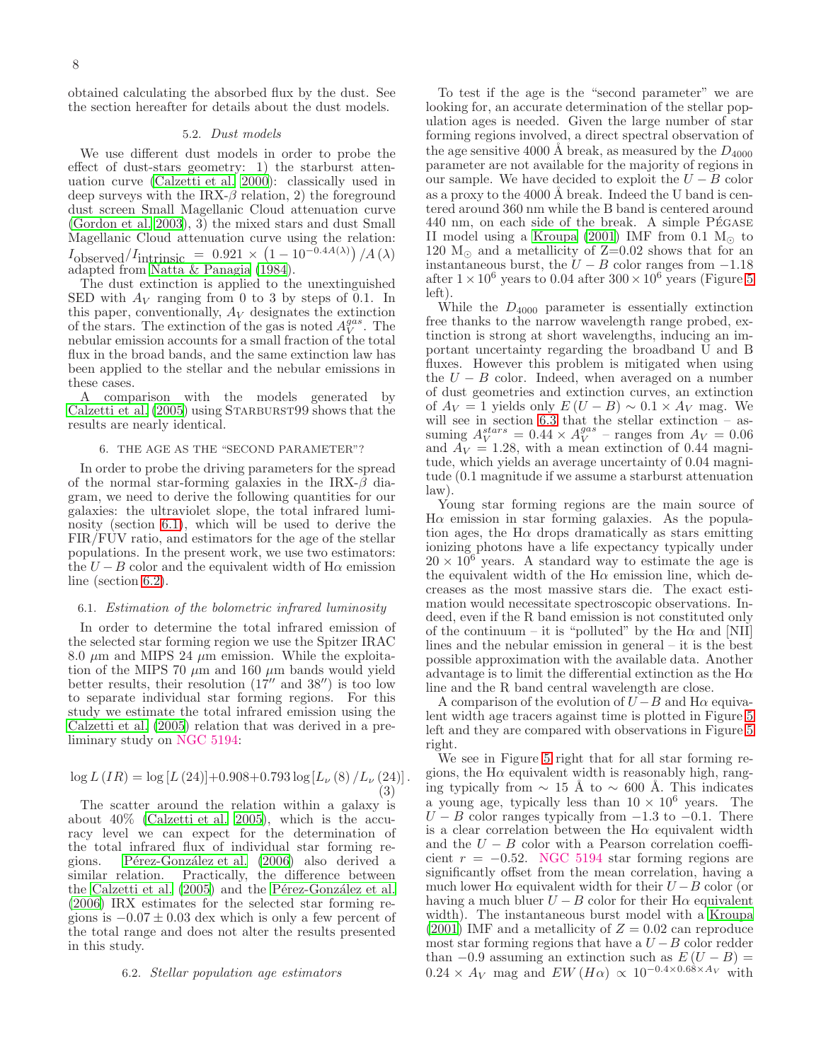obtained calculating the absorbed flux by the dust. See the section hereafter for details about the dust models.

### 5.2. *Dust models*

We use different dust models in order to probe the effect of dust-stars geometry: 1) the starburst attenuation curve (Calzetti et al. 2000): classically used in deep surveys with the IRX-$\beta$ relation, 2) the foreground dust screen Small Magellanic Cloud attenuation curve (Gordon et al. 2003), 3) the mixed stars and dust Small Magellanic Cloud attenuation curve using the relation: $I_{\text{observed}}/I_{\text{intrinsic}} = 0.921 \times \left(1 - 10^{-0.4A(\lambda)}\right)/A(\lambda)$ adapted from Natta & Panagia (1984).

The dust extinction is applied to the unextinguished SED with $A_V$ ranging from 0 to 3 by steps of 0.1. In this paper, conventionally, $A_V$ designates the extinction of the stars. The extinction of the gas is noted $A_V^{gas}$. The nebular emission accounts for a small fraction of the total flux in the broad bands, and the same extinction law has been applied to the stellar and the nebular emissions in these cases.

A comparison with the models generated by Calzetti et al. (2005) using Starburst99 shows that the results are nearly identical.

## 6. THE AGE AS THE "SECOND PARAMETER"?

In order to probe the driving parameters for the spread of the normal star-forming galaxies in the IRX-$\beta$ diagram, we need to derive the following quantities for our galaxies: the ultraviolet slope, the total infrared luminosity (section 6.1), which will be used to derive the FIR/FUV ratio, and estimators for the age of the stellar populations. In the present work, we use two estimators: the $U-B$ color and the equivalent width of H$\alpha$ emission line (section 6.2).

### 6.1. *Estimation of the bolometric infrared luminosity*

In order to determine the total infrared emission of the selected star forming region we use the Spitzer IRAC 8.0 $\mu$m and MIPS 24 $\mu$m emission. While the exploitation of the MIPS 70 $\mu$m and 160 $\mu$m bands would yield better results, their resolution (17″ and 38″) is too low to separate individual star forming regions. For this study we estimate the total infrared emission using the Calzetti et al. (2005) relation that was derived in a preliminary study on NGC 5194:

$$\log L\left(IR\right) = \log\left[L\left(24\right)\right] + 0.908 + 0.793 \log\left[L_\nu\left(8\right)/L_\nu\left(24\right)\right]. \quad (3)$$

The scatter around the relation within a galaxy is about 40% (Calzetti et al. 2005), which is the accuracy level we can expect for the determination of the total infrared flux of individual star forming regions. Pérez-González et al. (2006) also derived a similar relation. Practically, the difference between the Calzetti et al. (2005) and the Pérez-González et al. (2006) IRX estimates for the selected star forming regions is $-0.07 \pm 0.03$ dex which is only a few percent of the total range and does not alter the results presented in this study.

### 6.2. *Stellar population age estimators*

To test if the age is the "second parameter" we are looking for, an accurate determination of the stellar population ages is needed. Given the large number of star forming regions involved, a direct spectral observation of the age sensitive 4000 Å break, as measured by the $D_{4000}$ parameter are not available for the majority of regions in our sample. We have decided to exploit the $U-B$ color as a proxy to the 4000 Å break. Indeed the U band is centered around 360 nm while the B band is centered around 440 nm, on each side of the break. A simple Pégase II model using a Kroupa (2001) IMF from 0.1 M$_\odot$ to 120 M$_\odot$ and a metallicity of Z=0.02 shows that for an instantaneous burst, the $U-B$ color ranges from $-1.18$ after $1\times10^6$ years to 0.04 after $300\times10^6$ years (Figure 5 left).

While the $D_{4000}$ parameter is essentially extinction free thanks to the narrow wavelength range probed, extinction is strong at short wavelengths, inducing an important uncertainty regarding the broadband U and B fluxes. However this problem is mitigated when using the $U-B$ color. Indeed, when averaged on a number of dust geometries and extinction curves, an extinction of $A_V = 1$ yields only $E\left(U-B\right) \sim 0.1 \times A_V$ mag. We will see in section 6.3 that the stellar extinction – assuming $A_V^{stars} = 0.44 \times A_V^{gas}$ – ranges from $A_V = 0.06$ and $A_V = 1.28$, with a mean extinction of 0.44 magnitude, which yields an average uncertainty of 0.04 magnitude (0.1 magnitude if we assume a starburst attenuation law).

Young star forming regions are the main source of H$\alpha$ emission in star forming galaxies. As the population ages, the H$\alpha$ drops dramatically as stars emitting ionizing photons have a life expectancy typically under $20\times10^6$ years. A standard way to estimate the age is the equivalent width of the H$\alpha$ emission line, which decreases as the most massive stars die. The exact estimation would necessitate spectroscopic observations. Indeed, even if the R band emission is not constituted only of the continuum – it is "polluted" by the H$\alpha$ and [NII] lines and the nebular emission in general – it is the best possible approximation with the available data. Another advantage is to limit the differential extinction as the H$\alpha$ line and the R band central wavelength are close.

A comparison of the evolution of $U-B$ and H$\alpha$ equivalent width age tracers against time is plotted in Figure 5 left and they are compared with observations in Figure 5 right.

We see in Figure 5 right that for all star forming regions, the H$\alpha$ equivalent width is reasonably high, ranging typically from $\sim$ 15 Å to $\sim$ 600 Å. This indicates a young age, typically less than $10\times10^6$ years. The $U-B$ color ranges typically from $-1.3$ to $-0.1$. There is a clear correlation between the H$\alpha$ equivalent width and the $U-B$ color with a Pearson correlation coefficient $r = -0.52$. NGC 5194 star forming regions are significantly offset from the mean correlation, having a much lower H$\alpha$ equivalent width for their $U-B$ color (or having a much bluer $U-B$ color for their H$\alpha$ equivalent width). The instantaneous burst model with a Kroupa (2001) IMF and a metallicity of $Z = 0.02$ can reproduce most star forming regions that have a $U-B$ color redder than $-0.9$ assuming an extinction such as $E\left(U-B\right) = 0.24 \times A_V$ mag and $EW\left(H\alpha\right) \propto 10^{-0.4\times0.68\times A_V}$ with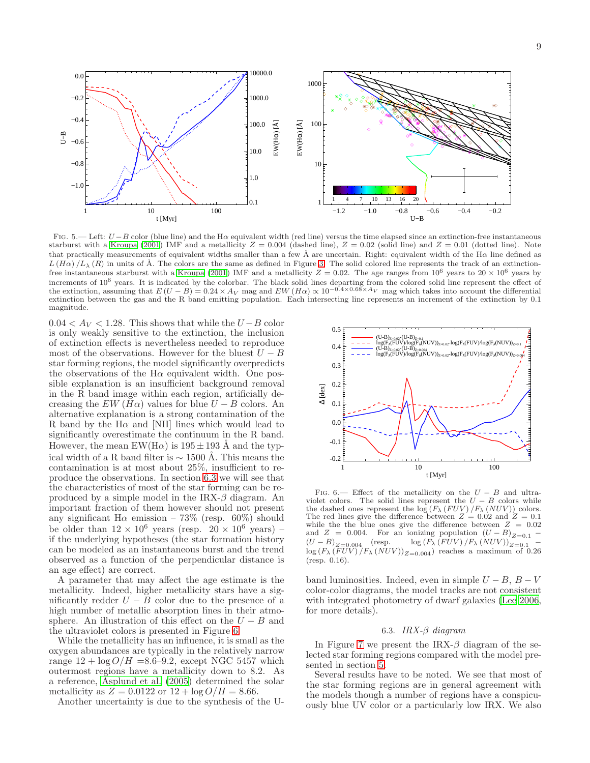Fig. 5.— Left: $U-B$ color (blue line) and the Hα equivalent width (red line) versus the time elapsed since an extinction-free instantaneous starburst with a Kroupa (2001) IMF and a metallicity $Z = 0.004$ (dashed line), $Z = 0.02$ (solid line) and $Z = 0.01$ (dotted line). Note that practically measurements of equivalent widths smaller than a few Å are uncertain. Right: equivalent width of the Hα line defined as $L(H\alpha)/L_\lambda(R)$ in units of Å. The colors are the same as defined in Figure 3. The solid colored line represents the track of an extinction-free instantaneous starburst with a Kroupa (2001) IMF and a metallicity $Z = 0.02$. The age ranges from $10^6$ years to $20 \times 10^6$ years by increments of $10^6$ years. It is indicated by the colorbar. The black solid lines departing from the colored solid line represent the effect of the extinction, assuming that $E(U-B) = 0.24 \times A_V$ mag and $EW(H\alpha) \propto 10^{-0.4\times0.68\times A_V}$ mag which takes into account the differential extinction between the gas and the R band emitting population. Each intersecting line represents an increment of the extinction by 0.1 magnitude.

$0.04 < A_V < 1.28$. This shows that while the $U-B$ color is only weakly sensitive to the extinction, the inclusion of extinction effects is nevertheless needed to reproduce most of the observations. However for the bluest $U-B$ star forming regions, the model significantly overpredicts the observations of the Hα equivalent width. One possible explanation is an insufficient background removal in the R band image within each region, artificially decreasing the $EW(H\alpha)$ values for blue $U-B$ colors. An alternative explanation is a strong contamination of the R band by the Hα and [NII] lines which would lead to significantly overestimate the continuum in the R band. However, the mean EW(Hα) is $195 \pm 193$ Å and the typical width of a R band filter is $\sim 1500$ Å. This means the contamination is at most about 25%, insufficient to reproduce the observations. In section 6.3 we will see that the characteristics of most of the star forming can be reproduced by a simple model in the IRX-β diagram. An important fraction of them however should not present any significant Hα emission – 73% (resp. 60%) should be older than $12 \times 10^6$ years (resp. $20 \times 10^6$ years) – if the underlying hypotheses (the star formation history can be modeled as an instantaneous burst and the trend observed as a function of the perpendicular distance is an age effect) are correct.

A parameter that may affect the age estimate is the metallicity. Indeed, higher metallicity stars have a significantly redder $U-B$ color due to the presence of a high number of metallic absorption lines in their atmosphere. An illustration of this effect on the $U-B$ and the ultraviolet colors is presented in Figure 6.

While the metallicity has an influence, it is small as the oxygen abundances are typically in the relatively narrow range $12 + \log O/H$ =8.6–9.2, except NGC 5457 which outermost regions have a metallicity down to 8.2. As a reference, Asplund et al. (2005) determined the solar metallicity as $Z = 0.0122$ or $12 + \log O/H = 8.66$.

Another uncertainty is due to the synthesis of the U-band luminosities. Indeed, even in simple $U-B$, $B-V$ color-color diagrams, the model tracks are not consistent with integrated photometry of dwarf galaxies (Lee 2006, for more details).

Fig. 6.— Effect of the metallicity on the $U-B$ and ultraviolet colors. The solid lines represent the $U-B$ colors while the dashed ones represent the $\log(F_\lambda(FUV)/F_\lambda(NUV))$ colors. The red lines give the difference between $Z = 0.02$ and $Z = 0.1$ while the the blue ones give the difference between $Z = 0.02$ and $Z = 0.004$. For an ionizing population $(U-B)_{Z=0.1} - (U-B)_{Z=0.004}$ (resp. $\log(F_\lambda(FUV)/F_\lambda(NUV))_{Z=0.1} - \log(F_\lambda(FUV)/F_\lambda(NUV))_{Z=0.004}$) reaches a maximum of 0.26 (resp. 0.16).

### 6.3. IRX-β diagram

In Figure 7 we present the IRX-β diagram of the selected star forming regions compared with the model presented in section 5.

Several results have to be noted. We see that most of the star forming regions are in general agreement with the models though a number of regions have a conspicuously blue UV color or a particularly low IRX. We also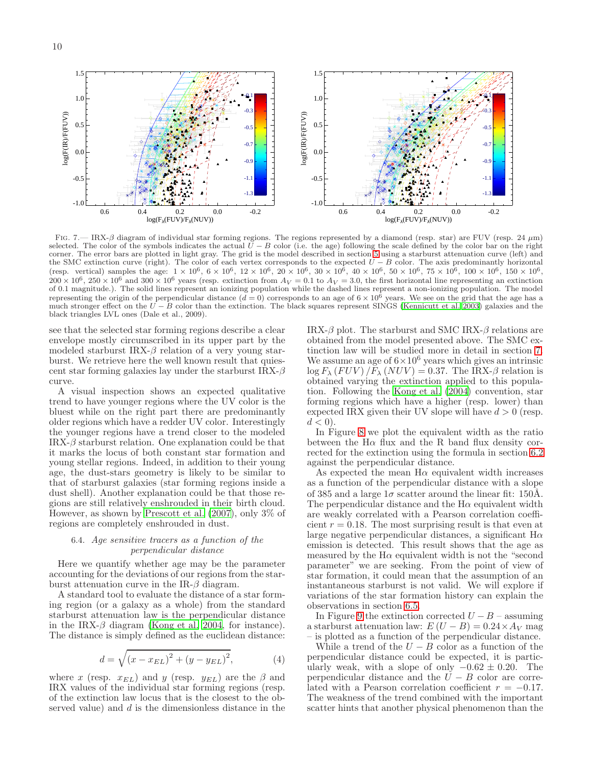Fig. 7.— IRX-β diagram of individual star forming regions. The regions represented by a diamond (resp. star) are FUV (resp. 24 μm) selected. The color of the symbols indicates the actual $U-B$ color (i.e. the age) following the scale defined by the color bar on the right corner. The error bars are plotted in light gray. The grid is the model described in section 5 using a starburst attenuation curve (left) and the SMC extinction curve (right). The color of each vertex corresponds to the expected $U-B$ color. The axis predominantly horizontal (resp. vertical) samples the age: $1\times10^6$, $6\times10^6$, $12\times10^6$, $20\times10^6$, $30\times10^6$, $40\times10^6$, $50\times10^6$, $75\times10^6$, $100\times10^6$, $150\times10^6$, $200\times10^6$, $250\times10^6$ and $300\times10^6$ years (resp. extinction from $A_V=0.1$ to $A_V=3.0$, the first horizontal line representing an extinction of 0.1 magnitude.). The solid lines represent an ionizing population while the dashed lines represent a non-ionizing population. The model representing the origin of the perpendicular distance ($d=0$) corresponds to an age of $6\times10^6$ years. We see on the grid that the age has a much stronger effect on the $U-B$ color than the extinction. The black squares represent SINGS (Kennicutt et al. 2003) galaxies and the black triangles LVL ones (Dale et al., 2009).

see that the selected star forming regions describe a clear envelope mostly circumscribed in its upper part by the modeled starburst IRX-β relation of a very young starburst. We retrieve here the well known result that quiescent star forming galaxies lay under the starburst IRX-β curve.

A visual inspection shows an expected qualitative trend to have younger regions where the UV color is the bluest while on the right part there are predominantly older regions which have a redder UV color. Interestingly the younger regions have a trend closer to the modeled IRX-β starburst relation. One explanation could be that it marks the locus of both constant star formation and young stellar regions. Indeed, in addition to their young age, the dust-stars geometry is likely to be similar to that of starburst galaxies (star forming regions inside a dust shell). Another explanation could be that those regions are still relatively enshrouded in their birth cloud. However, as shown by Prescott et al. (2007), only 3% of regions are completely enshrouded in dust.

### 6.4. *Age sensitive tracers as a function of the perpendicular distance*

Here we quantify whether age may be the parameter accounting for the deviations of our regions from the starburst attenuation curve in the IR-β diagram.

A standard tool to evaluate the distance of a star forming region (or a galaxy as a whole) from the standard starburst attenuation law is the perpendicular distance in the IRX-β diagram (Kong et al. 2004, for instance). The distance is simply defined as the euclidean distance:

$$d=\sqrt{\left(x-x_{EL}\right)^2+\left(y-y_{EL}\right)^2}, \qquad (4)$$

where $x$ (resp. $x_{EL}$) and $y$ (resp. $y_{EL}$) are the β and IRX values of the individual star forming regions (resp. of the extinction law locus that is the closest to the observed value) and $d$ is the dimensionless distance in the IRX-β plot. The starburst and SMC IRX-β relations are obtained from the model presented above. The SMC extinction law will be studied more in detail in section 7. We assume an age of $6\times10^6$ years which gives an intrinsic $\log F_\lambda\left(FUV\right)/F_\lambda\left(NUV\right)=0.37$. The IRX-β relation is obtained varying the extinction applied to this population. Following the Kong et al. (2004) convention, star forming regions which have a higher (resp. lower) than expected IRX given their UV slope will have $d>0$ (resp. $d<0$).

In Figure 8 we plot the equivalent width as the ratio between the Hα flux and the R band flux density corrected for the extinction using the formula in section 6.2 against the perpendicular distance.

As expected the mean Hα equivalent width increases as a function of the perpendicular distance with a slope of 385 and a large 1σ scatter around the linear fit: 150Å. The perpendicular distance and the Hα equivalent width are weakly correlated with a Pearson correlation coefficient $r=0.18$. The most surprising result is that even at large negative perpendicular distances, a significant Hα emission is detected. This result shows that the age as measured by the Hα equivalent width is not the "second parameter" we are seeking. From the point of view of star formation, it could mean that the assumption of an instantaneous starburst is not valid. We will explore if variations of the star formation history can explain the observations in section 6.5.

In Figure 9 the extinction corrected $U-B$ – assuming a starburst attenuation law: $E\left(U-B\right)=0.24\times A_V$ mag – is plotted as a function of the perpendicular distance.

While a trend of the $U-B$ color as a function of the perpendicular distance could be expected, it is particularly weak, with a slope of only $-0.62\pm0.20$. The perpendicular distance and the $U-B$ color are correlated with a Pearson correlation coefficient $r=-0.17$. The weakness of the trend combined with the important scatter hints that another physical phenomenon than the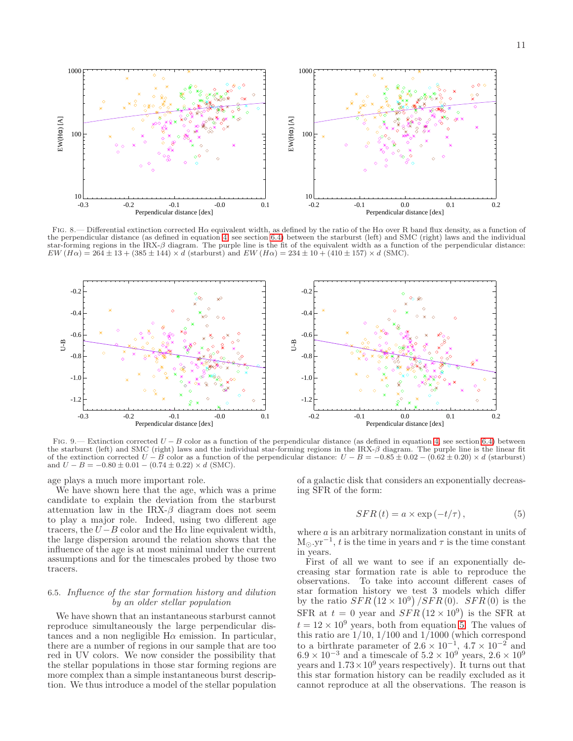Fig. 8.— Differential extinction corrected Hα equivalent width, as defined by the ratio of the Hα over R band flux density, as a function of the perpendicular distance (as defined in equation 4, see section 6.4) between the starburst (left) and SMC (right) laws and the individual star-forming regions in the IRX-β diagram. The purple line is the fit of the equivalent width as a function of the perpendicular distance: $EW\,(H\alpha) = 264 \pm 13 + (385 \pm 144) \times d$ (starburst) and $EW\,(H\alpha) = 234 \pm 10 + (410 \pm 157) \times d$ (SMC).

Fig. 9.— Extinction corrected $U-B$ color as a function of the perpendicular distance (as defined in equation 4, see section 6.4) between the starburst (left) and SMC (right) laws and the individual star-forming regions in the IRX-β diagram. The purple line is the linear fit of the extinction corrected $U-B$ color as a function of the perpendicular distance: $U-B = -0.85 \pm 0.02 - (0.62 \pm 0.20) \times d$ (starburst) and $U-B = -0.80 \pm 0.01 - (0.74 \pm 0.22) \times d$ (SMC).

age plays a much more important role.

We have shown here that the age, which was a prime candidate to explain the deviation from the starburst attenuation law in the IRX-β diagram does not seem to play a major role. Indeed, using two different age tracers, the $U-B$ color and the Hα line equivalent width, the large dispersion around the relation shows that the influence of the age is at most minimal under the current assumptions and for the timescales probed by those two tracers.

### 6.5. *Influence of the star formation history and dilution by an older stellar population*

We have shown that an instantaneous starburst cannot reproduce simultaneously the large perpendicular distances and a non negligible Hα emission. In particular, there are a number of regions in our sample that are too red in UV colors. We now consider the possibility that the stellar populations in those star forming regions are more complex than a simple instantaneous burst description. We thus introduce a model of the stellar population of a galactic disk that considers an exponentially decreasing SFR of the form:

$$SFR\,(t) = a \times \exp\left(-t/\tau\right), \quad (5)$$

where $a$ is an arbitrary normalization constant in units of $M_\odot.yr^{-1}$, $t$ is the time in years and $\tau$ is the time constant in years.

First of all we want to see if an exponentially decreasing star formation rate is able to reproduce the observations. To take into account different cases of star formation history we test 3 models which differ by the ratio $SFR\left(12 \times 10^9\right)/SFR\,(0)$. $SFR\,(0)$ is the SFR at $t=0$ year and $SFR\left(12 \times 10^9\right)$ is the SFR at $t = 12 \times 10^9$ years, both from equation 5. The values of this ratio are 1/10, 1/100 and 1/1000 (which correspond to a birthrate parameter of $2.6 \times 10^{-1}$, $4.7 \times 10^{-2}$ and $6.9 \times 10^{-3}$ and a timescale of $5.2 \times 10^9$ years, $2.6 \times 10^9$ years and $1.73 \times 10^9$ years respectively). It turns out that this star formation history can be readily excluded as it cannot reproduce at all the observations. The reason is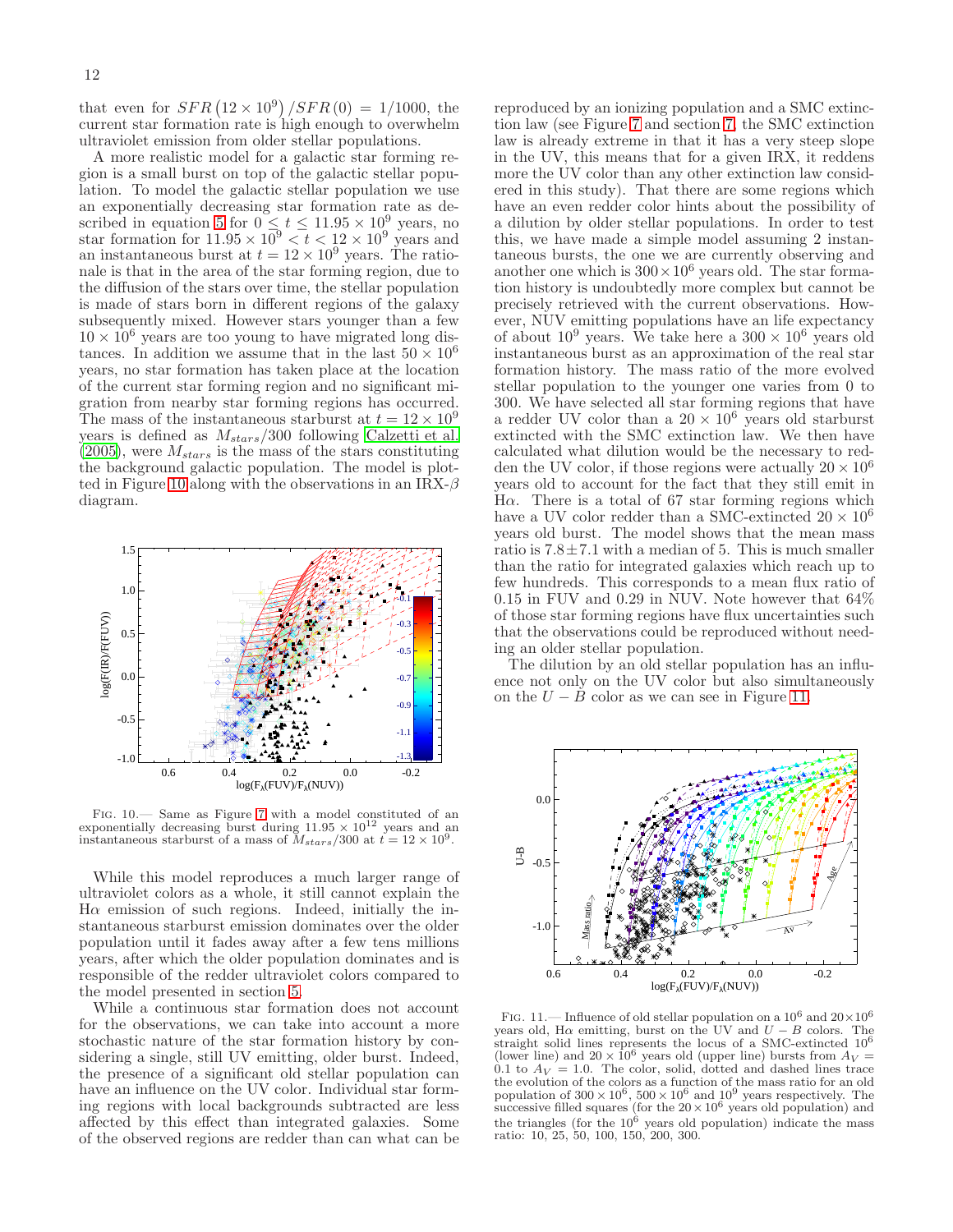that even for $SFR\left(12 \times 10^{9}\right)/SFR\left(0\right) = 1/1000$, the current star formation rate is high enough to overwhelm ultraviolet emission from older stellar populations.

A more realistic model for a galactic star forming region is a small burst on top of the galactic stellar population. To model the galactic stellar population we use an exponentially decreasing star formation rate as described in equation 5 for $0 \leq t \leq 11.95 \times 10^{9}$ years, no star formation for $11.95 \times 10^{9} < t < 12 \times 10^{9}$ years and an instantaneous burst at $t = 12 \times 10^{9}$ years. The rationale is that in the area of the star forming region, due to the diffusion of the stars over time, the stellar population is made of stars born in different regions of the galaxy subsequently mixed. However stars younger than a few $10 \times 10^{6}$ years are too young to have migrated long distances. In addition we assume that in the last $50 \times 10^{6}$ years, no star formation has taken place at the location of the current star forming region and no significant migration from nearby star forming regions has occurred. The mass of the instantaneous starburst at $t = 12 \times 10^{9}$ years is defined as $M_{stars}/300$ following Calzetti et al. (2005), were $M_{stars}$ is the mass of the stars constituting the background galactic population. The model is plotted in Figure 10 along with the observations in an IRX-$\beta$ diagram.

Fig. 10.— Same as Figure 7 with a model constituted of an exponentially decreasing burst during $11.95 \times 10^{12}$ years and an instantaneous starburst of a mass of $M_{stars}/300$ at $t = 12 \times 10^{9}$.

While this model reproduces a much larger range of ultraviolet colors as a whole, it still cannot explain the H$\alpha$ emission of such regions. Indeed, initially the instantaneous starburst emission dominates over the older population until it fades away after a few tens millions years, after which the older population dominates and is responsible of the redder ultraviolet colors compared to the model presented in section 5.

While a continuous star formation does not account for the observations, we can take into account a more stochastic nature of the star formation history by considering a single, still UV emitting, older burst. Indeed, the presence of a significant old stellar population can have an influence on the UV color. Individual star forming regions with local backgrounds subtracted are less affected by this effect than integrated galaxies. Some of the observed regions are redder than can what can be reproduced by an ionizing population and a SMC extinction law (see Figure 7 and section 7, the SMC extinction law is already extreme in that it has a very steep slope in the UV, this means that for a given IRX, it reddens more the UV color than any other extinction law considered in this study). That there are some regions which have an even redder color hints about the possibility of a dilution by older stellar populations. In order to test this, we have made a simple model assuming 2 instantaneous bursts, the one we are currently observing and another one which is $300 \times 10^{6}$ years old. The star formation history is undoubtedly more complex but cannot be precisely retrieved with the current observations. However, NUV emitting populations have an life expectancy of about $10^{9}$ years. We take here a $300 \times 10^{6}$ years old instantaneous burst as an approximation of the real star formation history. The mass ratio of the more evolved stellar population to the younger one varies from 0 to 300. We have selected all star forming regions that have a redder UV color than a $20 \times 10^{6}$ years old starburst extincted with the SMC extinction law. We then have calculated what dilution would be the necessary to redden the UV color, if those regions were actually $20 \times 10^{6}$ years old to account for the fact that they still emit in H$\alpha$. There is a total of 67 star forming regions which have a UV color redder than a SMC-extincted $20 \times 10^{6}$ years old burst. The model shows that the mean mass ratio is $7.8 \pm 7.1$ with a median of 5. This is much smaller than the ratio for integrated galaxies which reach up to few hundreds. This corresponds to a mean flux ratio of 0.15 in FUV and 0.29 in NUV. Note however that 64% of those star forming regions have flux uncertainties such that the observations could be reproduced without needing an older stellar population.

The dilution by an old stellar population has an influence not only on the UV color but also simultaneously on the $U - B$ color as we can see in Figure 11.

Fig. 11.— Influence of old stellar population on a $10^{6}$ and $20 \times 10^{6}$ years old, H$\alpha$ emitting, burst on the UV and $U - B$ colors. The straight solid lines represents the locus of a SMC-extincted $10^{6}$ (lower line) and $20 \times 10^{6}$ years old (upper line) bursts from $A_V = 0.1$ to $A_V = 1.0$. The color, solid, dotted and dashed lines trace the evolution of the colors as a function of the mass ratio for an old population of $300 \times 10^{6}$, $500 \times 10^{6}$ and $10^{9}$ years respectively. The successive filled squares (for the $20 \times 10^{6}$ years old population) and the triangles (for the $10^{6}$ years old population) indicate the mass ratio: 10, 25, 50, 100, 150, 200, 300.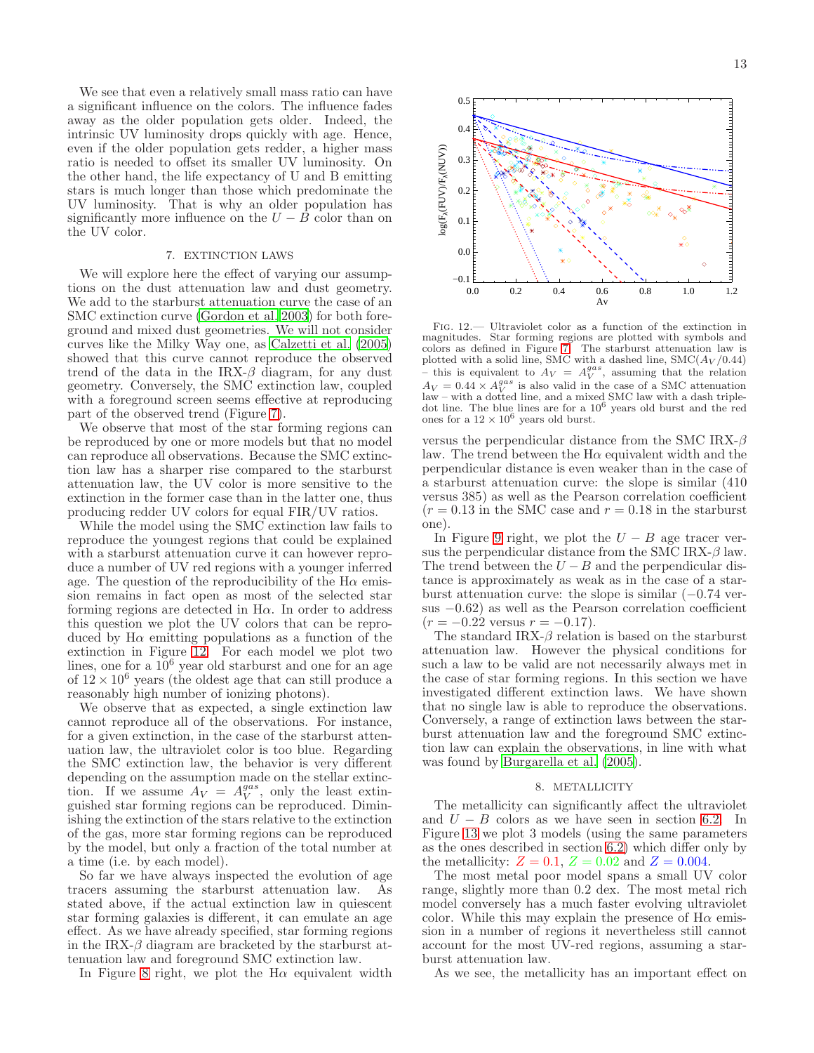We see that even a relatively small mass ratio can have a significant influence on the colors. The influence fades away as the older population gets older. Indeed, the intrinsic UV luminosity drops quickly with age. Hence, even if the older population gets redder, a higher mass ratio is needed to offset its smaller UV luminosity. On the other hand, the life expectancy of U and B emitting stars is much longer than those which predominate the UV luminosity. That is why an older population has significantly more influence on the $U - B$ color than on the UV color.

## 7. EXTINCTION LAWS

We will explore here the effect of varying our assumptions on the dust attenuation law and dust geometry. We add to the starburst attenuation curve the case of an SMC extinction curve (Gordon et al. 2003) for both foreground and mixed dust geometries. We will not consider curves like the Milky Way one, as Calzetti et al. (2005) showed that this curve cannot reproduce the observed trend of the data in the IRX-$\beta$ diagram, for any dust geometry. Conversely, the SMC extinction law, coupled with a foreground screen seems effective at reproducing part of the observed trend (Figure 7).

We observe that most of the star forming regions can be reproduced by one or more models but that no model can reproduce all observations. Because the SMC extinction law has a sharper rise compared to the starburst attenuation law, the UV color is more sensitive to the extinction in the former case than in the latter one, thus producing redder UV colors for equal FIR/UV ratios.

While the model using the SMC extinction law fails to reproduce the youngest regions that could be explained with a starburst attenuation curve it can however reproduce a number of UV red regions with a younger inferred age. The question of the reproducibility of the Hα emission remains in fact open as most of the selected star forming regions are detected in Hα. In order to address this question we plot the UV colors that can be reproduced by Hα emitting populations as a function of the extinction in Figure 12. For each model we plot two lines, one for a $10^6$ year old starburst and one for an age of $12 \times 10^6$ years (the oldest age that can still produce a reasonably high number of ionizing photons).

We observe that as expected, a single extinction law cannot reproduce all of the observations. For instance, for a given extinction, in the case of the starburst attenuation law, the ultraviolet color is too blue. Regarding the SMC extinction law, the behavior is very different depending on the assumption made on the stellar extinction. If we assume $A_V = A_V^{gas}$, only the least extinguished star forming regions can be reproduced. Diminishing the extinction of the stars relative to the extinction of the gas, more star forming regions can be reproduced by the model, but only a fraction of the total number at a time (i.e. by each model).

So far we have always inspected the evolution of age tracers assuming the starburst attenuation law. As stated above, if the actual extinction law in quiescent star forming galaxies is different, it can emulate an age effect. As we have already specified, star forming regions in the IRX-$\beta$ diagram are bracketed by the starburst attenuation law and foreground SMC extinction law.

In Figure 8 right, we plot the Hα equivalent width versus the perpendicular distance from the SMC IRX-$\beta$ law. The trend between the Hα equivalent width and the perpendicular distance is even weaker than in the case of a starburst attenuation curve: the slope is similar (410 versus 385) as well as the Pearson correlation coefficient ($r = 0.13$ in the SMC case and $r = 0.18$ in the starburst one).

In Figure 9 right, we plot the $U - B$ age tracer versus the perpendicular distance from the SMC IRX-$\beta$ law. The trend between the $U - B$ and the perpendicular distance is approximately as weak as in the case of a starburst attenuation curve: the slope is similar ($-0.74$ versus $-0.62$) as well as the Pearson correlation coefficient ($r = -0.22$ versus $r = -0.17$).

The standard IRX-$\beta$ relation is based on the starburst attenuation law. However the physical conditions for such a law to be valid are not necessarily always met in the case of star forming regions. In this section we have investigated different extinction laws. We have shown that no single law is able to reproduce the observations. Conversely, a range of extinction laws between the starburst attenuation law and the foreground SMC extinction law can explain the observations, in line with what was found by Burgarella et al. (2005).

Fig. 12.— Ultraviolet color as a function of the extinction in magnitudes. Star forming regions are plotted with symbols and colors as defined in Figure 7. The starburst attenuation law is plotted with a solid line, SMC with a dashed line, SMC($A_V/0.44$) – this is equivalent to $A_V = A_V^{gas}$, assuming that the relation $A_V = 0.44 \times A_V^{gas}$ is also valid in the case of a SMC attenuation law – with a dotted line, and a mixed SMC law with a dash triple-dot line. The blue lines are for a $10^6$ years old burst and the red ones for a $12 \times 10^6$ years old burst.

## 8. METALLICITY

The metallicity can significantly affect the ultraviolet and $U - B$ colors as we have seen in section 6.2. In Figure 13 we plot 3 models (using the same parameters as the ones described in section 6.2) which differ only by the metallicity: $Z = 0.1$, $Z = 0.02$ and $Z = 0.004$.

The most metal poor model spans a small UV color range, slightly more than 0.2 dex. The most metal rich model conversely has a much faster evolving ultraviolet color. While this may explain the presence of Hα emission in a number of regions it nevertheless still cannot account for the most UV-red regions, assuming a starburst attenuation law.

As we see, the metallicity has an important effect on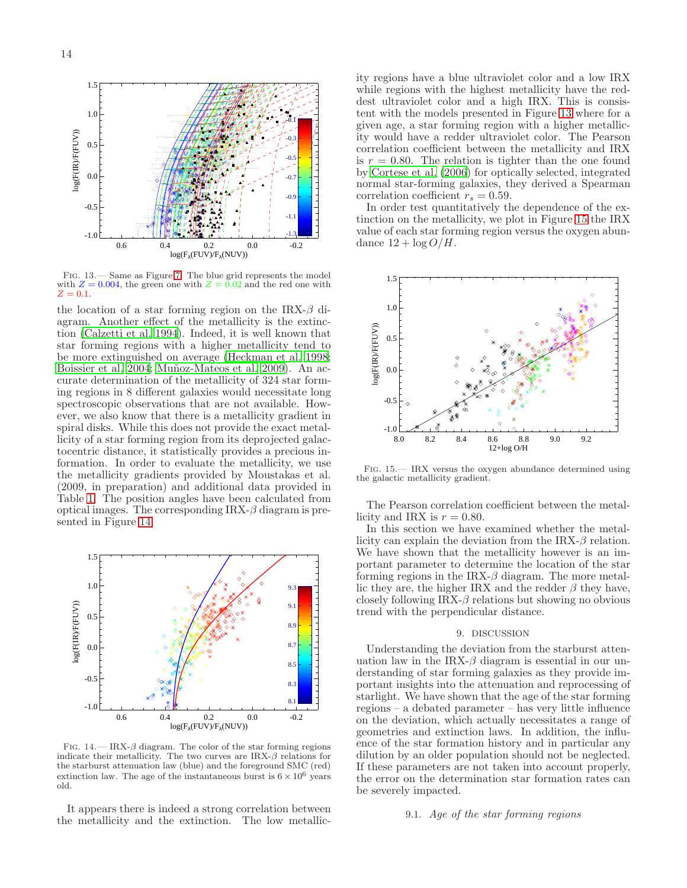FIG. 13.— Same as Figure 7. The blue grid represents the model with $Z = 0.004$, the green one with $Z = 0.02$ and the red one with $Z = 0.1$.

the location of a star forming region on the IRX-$\beta$ diagram. Another effect of the metallicity is the extinction (Calzetti et al. 1994). Indeed, it is well known that star forming regions with a higher metallicity tend to be more extinguished on average (Heckman et al. 1998; Boissier et al. 2004; Muñoz-Mateos et al. 2009). An accurate determination of the metallicity of 324 star forming regions in 8 different galaxies would necessitate long spectroscopic observations that are not available. However, we also know that there is a metallicity gradient in spiral disks. While this does not provide the exact metallicity of a star forming region from its deprojected galactocentric distance, it statistically provides a precious information. In order to evaluate the metallicity, we use the metallicity gradients provided by Moustakas et al. (2009, in preparation) and additional data provided in Table 1. The position angles have been calculated from optical images. The corresponding IRX-$\beta$ diagram is presented in Figure 14.

FIG. 14.— IRX-$\beta$ diagram. The color of the star forming regions indicate their metallicity. The two curves are IRX-$\beta$ relations for the starburst attenuation law (blue) and the foreground SMC (red) extinction law. The age of the instantaneous burst is $6 \times 10^6$ years old.

It appears there is indeed a strong correlation between the metallicity and the extinction. The low metallicity regions have a blue ultraviolet color and a low IRX while regions with the highest metallicity have the reddest ultraviolet color and a high IRX. This is consistent with the models presented in Figure 13 where for a given age, a star forming region with a higher metallicity would have a redder ultraviolet color. The Pearson correlation coefficient between the metallicity and IRX is $r = 0.80$. The relation is tighter than the one found by Cortese et al. (2006) for optically selected, integrated normal star-forming galaxies, they derived a Spearman correlation coefficient $r_s = 0.59$.

In order test quantitatively the dependence of the extinction on the metallicity, we plot in Figure 15 the IRX value of each star forming region versus the oxygen abundance $12 + \log O/H$.

FIG. 15.— IRX versus the oxygen abundance determined using the galactic metallicity gradient.

The Pearson correlation coefficient between the metallicity and IRX is $r = 0.80$.

In this section we have examined whether the metallicity can explain the deviation from the IRX-$\beta$ relation. We have shown that the metallicity however is an important parameter to determine the location of the star forming regions in the IRX-$\beta$ diagram. The more metallic they are, the higher IRX and the redder $\beta$ they have, closely following IRX-$\beta$ relations but showing no obvious trend with the perpendicular distance.

## 9. DISCUSSION

Understanding the deviation from the starburst attenuation law in the IRX-$\beta$ diagram is essential in our understanding of star forming galaxies as they provide important insights into the attenuation and reprocessing of starlight. We have shown that the age of the star forming regions – a debated parameter – has very little influence on the deviation, which actually necessitates a range of geometries and extinction laws. In addition, the influence of the star formation history and in particular any dilution by an older population should not be neglected. If these parameters are not taken into account properly, the error on the determination star formation rates can be severely impacted.

### 9.1. *Age of the star forming regions*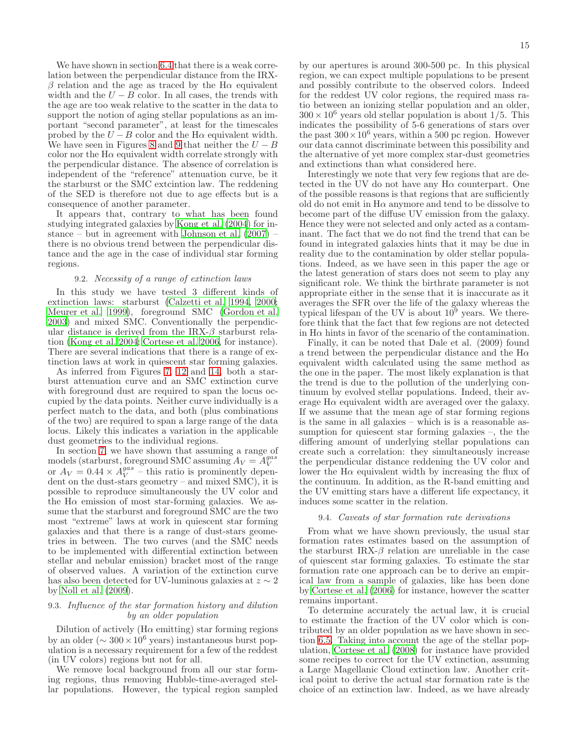We have shown in section 6.4 that there is a weak correlation between the perpendicular distance from the IRX-$\beta$ relation and the age as traced by the H$\alpha$ equivalent width and the $U-B$ color. In all cases, the trends with the age are too weak relative to the scatter in the data to support the notion of aging stellar populations as an important "second parameter", at least for the timescales probed by the $U-B$ color and the H$\alpha$ equivalent width. We have seen in Figures 8 and 9 that neither the $U-B$ color nor the H$\alpha$ equivalent width correlate strongly with the perpendicular distance. The absence of correlation is independent of the "reference" attenuation curve, be it the starburst or the SMC extcintion law. The reddening of the SED is therefore not due to age effects but is a consequence of another parameter.

It appears that, contrary to what has been found studying integrated galaxies by Kong et al. (2004) for instance – but in agreement with Johnson et al. (2007) – there is no obvious trend between the perpendicular distance and the age in the case of individual star forming regions.

### 9.2. *Necessity of a range of extinction laws*

In this study we have tested 3 different kinds of extinction laws: starburst (Calzetti et al. 1994, 2000; Meurer et al. 1999), foreground SMC (Gordon et al. 2003) and mixed SMC. Conventionally the perpendicular distance is derived from the IRX-$\beta$ starburst relation (Kong et al. 2004; Cortese et al. 2006, for instance). There are several indications that there is a range of extinction laws at work in quiescent star forming galaxies.

As inferred from Figures 7, 12 and 14, both a starburst attenuation curve and an SMC extinction curve with foreground dust are required to span the locus occupied by the data points. Neither curve individually is a perfect match to the data, and both (plus combinations of the two) are required to span a large range of the data locus. Likely this indicates a variation in the applicable dust geometries to the individual regions.

In section 7, we have shown that assuming a range of models (starburst, foreground SMC assuming $A_V = A_V^{gas}$ or $A_V = 0.44 \times A_V^{gas}$ – this ratio is prominently dependent on the dust-stars geometry – and mixed SMC), it is possible to reproduce simultaneously the UV color and the H$\alpha$ emission of most star-forming galaxies. We assume that the starburst and foreground SMC are the two most "extreme" laws at work in quiescent star forming galaxies and that there is a range of dust-stars geometries in between. The two curves (and the SMC needs to be implemented with differential extinction between stellar and nebular emission) bracket most of the range of observed values. A variation of the extinction curve has also been detected for UV-luminous galaxies at $z\sim2$ by Noll et al. (2009).

### 9.3. *Influence of the star formation history and dilution by an older population*

Dilution of actively (H$\alpha$ emitting) star forming regions by an older ($\sim 300\times10^6$ years) instantaneous burst population is a necessary requirement for a few of the reddest (in UV colors) regions but not for all.

We remove local background from all our star forming regions, thus removing Hubble-time-averaged stellar populations. However, the typical region sampled by our apertures is around 300-500 pc. In this physical region, we can expect multiple populations to be present and possibly contribute to the observed colors. Indeed for the reddest UV color regions, the required mass ratio between an ionizing stellar population and an older, $300\times10^6$ years old stellar population is about 1/5. This indicates the possibility of 5-6 generations of stars over the past $300\times10^6$ years, within a 500 pc region. However our data cannot discriminate between this possibility and the alternative of yet more complex star-dust geometries and extinctions than what considered here.

Interestingly we note that very few regions that are detected in the UV do not have any H$\alpha$ counterpart. One of the possible reasons is that regions that are sufficiently old do not emit in H$\alpha$ anymore and tend to be dissolve to become part of the diffuse UV emission from the galaxy. Hence they were not selected and only acted as a contaminant. The fact that we do not find the trend that can be found in integrated galaxies hints that it may be due in reality due to the contamination by older stellar populations. Indeed, as we have seen in this paper the age or the latest generation of stars does not seem to play any significant role. We think the birthrate parameter is not appropriate either in the sense that it is inaccurate as it averages the SFR over the life of the galaxy whereas the typical lifespan of the UV is about $10^9$ years. We therefore think that the fact that few regions are not detected in H$\alpha$ hints in favor of the scenario of the contamination.

Finally, it can be noted that Dale et al. (2009) found a trend between the perpendicular distance and the H$\alpha$ equivalent width calculated using the same method as the one in the paper. The most likely explanation is that the trend is due to the pollution of the underlying continuum by evolved stellar populations. Indeed, their average H$\alpha$ equivalent width are averaged over the galaxy. If we assume that the mean age of star forming regions is the same in all galaxies – which is is a reasonable assumption for quiescent star forming galaxies –, the the differing amount of underlying stellar populations can create such a correlation: they simultaneously increase the perpendicular distance reddening the UV color and lower the H$\alpha$ equivalent width by increasing the flux of the continuum. In addition, as the R-band emitting and the UV emitting stars have a different life expectancy, it induces some scatter in the relation.

### 9.4. *Caveats of star formation rate derivations*

From what we have shown previously, the usual star formation rates estimates based on the assumption of the starburst IRX-$\beta$ relation are unreliable in the case of quiescent star forming galaxies. To estimate the star formation rate one approach can be to derive an empirical law from a sample of galaxies, like has been done by Cortese et al. (2006) for instance, however the scatter remains important.

To determine accurately the actual law, it is crucial to estimate the fraction of the UV color which is contributed by an older population as we have shown in section 6.5. Taking into account the age of the stellar population, Cortese et al. (2008) for instance have provided some recipes to correct for the UV extinction, assuming a Large Magellanic Cloud extinction law. Another critical point to derive the actual star formation rate is the choice of an extinction law. Indeed, as we have already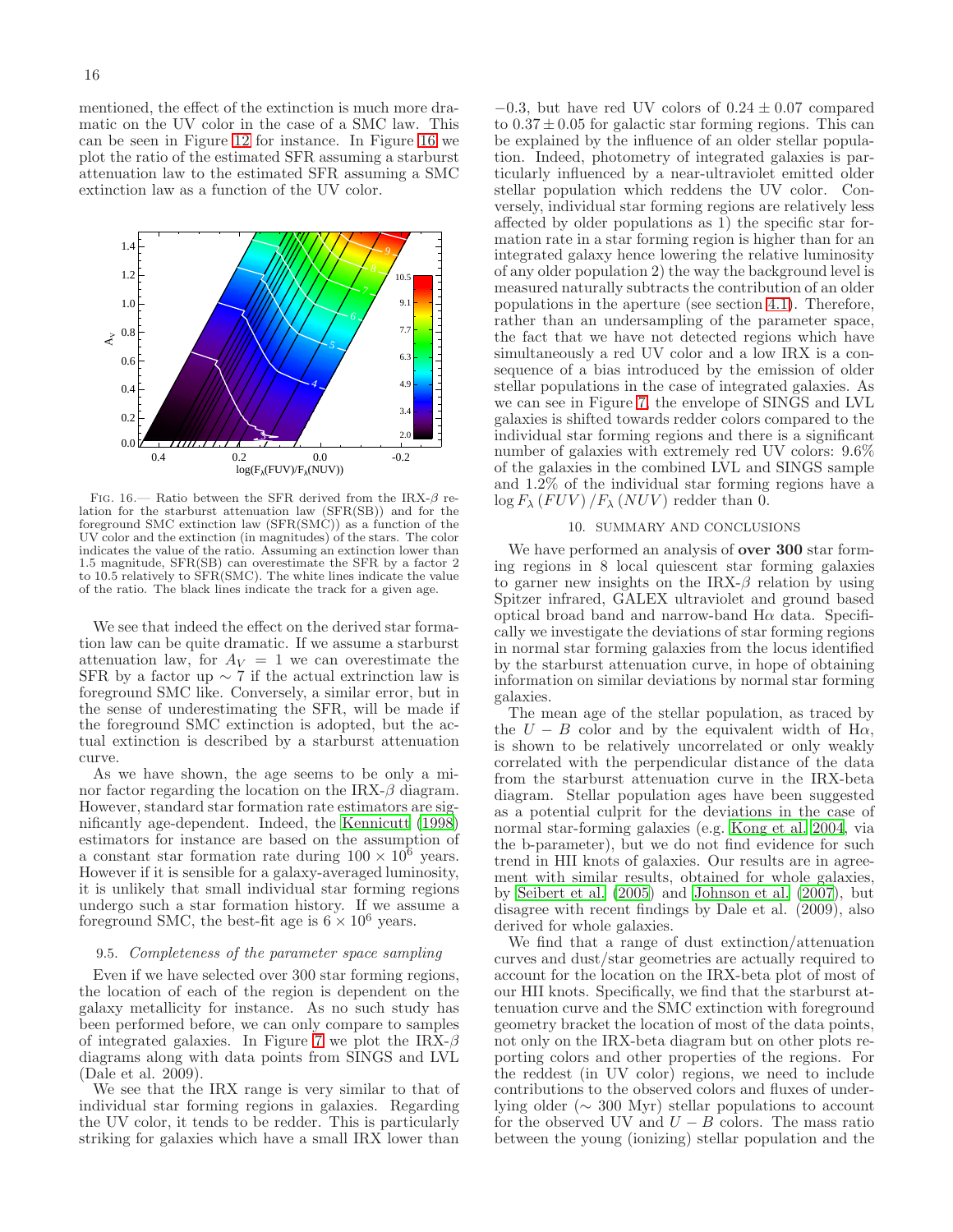mentioned, the effect of the extinction is much more dramatic on the UV color in the case of a SMC law. This can be seen in Figure 12 for instance. In Figure 16 we plot the ratio of the estimated SFR assuming a starburst attenuation law to the estimated SFR assuming a SMC extinction law as a function of the UV color.

Fig. 16.— Ratio between the SFR derived from the IRX-$\beta$ relation for the starburst attenuation law (SFR(SB)) and for the foreground SMC extinction law (SFR(SMC)) as a function of the UV color and the extinction (in magnitudes) of the stars. The color indicates the value of the ratio. Assuming an extinction lower than 1.5 magnitude, SFR(SB) can overestimate the SFR by a factor 2 to 10.5 relatively to SFR(SMC). The white lines indicate the value of the ratio. The black lines indicate the track for a given age.

We see that indeed the effect on the derived star formation law can be quite dramatic. If we assume a starburst attenuation law, for $A_V = 1$ we can overestimate the SFR by a factor up $\sim 7$ if the actual extrinction law is foreground SMC like. Conversely, a similar error, but in the sense of underestimating the SFR, will be made if the foreground SMC extinction is adopted, but the actual extinction is described by a starburst attenuation curve.

As we have shown, the age seems to be only a minor factor regarding the location on the IRX-$\beta$ diagram. However, standard star formation rate estimators are significantly age-dependent. Indeed, the Kennicutt (1998) estimators for instance are based on the assumption of a constant star formation rate during $100 \times 10^6$ years. However if it is sensible for a galaxy-averaged luminosity, it is unlikely that small individual star forming regions undergo such a star formation history. If we assume a foreground SMC, the best-fit age is $6 \times 10^6$ years.

### 9.5. *Completeness of the parameter space sampling*

Even if we have selected over 300 star forming regions, the location of each of the region is dependent on the galaxy metallicity for instance. As no such study has been performed before, we can only compare to samples of integrated galaxies. In Figure 7 we plot the IRX-$\beta$ diagrams along with data points from SINGS and LVL (Dale et al. 2009).

We see that the IRX range is very similar to that of individual star forming regions in galaxies. Regarding the UV color, it tends to be redder. This is particularly striking for galaxies which have a small IRX lower than $-0.3$, but have red UV colors of $0.24 \pm 0.07$ compared to $0.37 \pm 0.05$ for galactic star forming regions. This can be explained by the influence of an older stellar population. Indeed, photometry of integrated galaxies is particularly influenced by a near-ultraviolet emitted older stellar population which reddens the UV color. Conversely, individual star forming regions are relatively less affected by older populations as 1) the specific star formation rate in a star forming region is higher than for an integrated galaxy hence lowering the relative luminosity of any older population 2) the way the background level is measured naturally subtracts the contribution of an older populations in the aperture (see section 4.1). Therefore, rather than an undersampling of the parameter space, the fact that we have not detected regions which have simultaneously a red UV color and a low IRX is a consequence of a bias introduced by the emission of older stellar populations in the case of integrated galaxies. As we can see in Figure 7, the envelope of SINGS and LVL galaxies is shifted towards redder colors compared to the individual star forming regions and there is a significant number of galaxies with extremely red UV colors: 9.6% of the galaxies in the combined LVL and SINGS sample and 1.2% of the individual star forming regions have a $\log F_\lambda\left(FUV\right)/F_\lambda\left(NUV\right)$ redder than 0.

## 10. SUMMARY AND CONCLUSIONS

We have performed an analysis of **over 300** star forming regions in 8 local quiescent star forming galaxies to garner new insights on the IRX-$\beta$ relation by using Spitzer infrared, GALEX ultraviolet and ground based optical broad band and narrow-band H$\alpha$ data. Specifically we investigate the deviations of star forming regions in normal star forming galaxies from the locus identified by the starburst attenuation curve, in hope of obtaining information on similar deviations by normal star forming galaxies.

The mean age of the stellar population, as traced by the $U - B$ color and by the equivalent width of H$\alpha$, is shown to be relatively uncorrelated or only weakly correlated with the perpendicular distance of the data from the starburst attenuation curve in the IRX-beta diagram. Stellar population ages have been suggested as a potential culprit for the deviations in the case of normal star-forming galaxies (e.g. Kong et al. 2004, via the b-parameter), but we do not find evidence for such trend in HII knots of galaxies. Our results are in agreement with similar results, obtained for whole galaxies, by Seibert et al. (2005) and Johnson et al. (2007), but disagree with recent findings by Dale et al. (2009), also derived for whole galaxies.

We find that a range of dust extinction/attenuation curves and dust/star geometries are actually required to account for the location on the IRX-beta plot of most of our HII knots. Specifically, we find that the starburst attenuation curve and the SMC extinction with foreground geometry bracket the location of most of the data points, not only on the IRX-beta diagram but on other plots reporting colors and other properties of the regions. For the reddest (in UV color) regions, we need to include contributions to the observed colors and fluxes of underlying older ($\sim$ 300 Myr) stellar populations to account for the observed UV and $U - B$ colors. The mass ratio between the young (ionizing) stellar population and the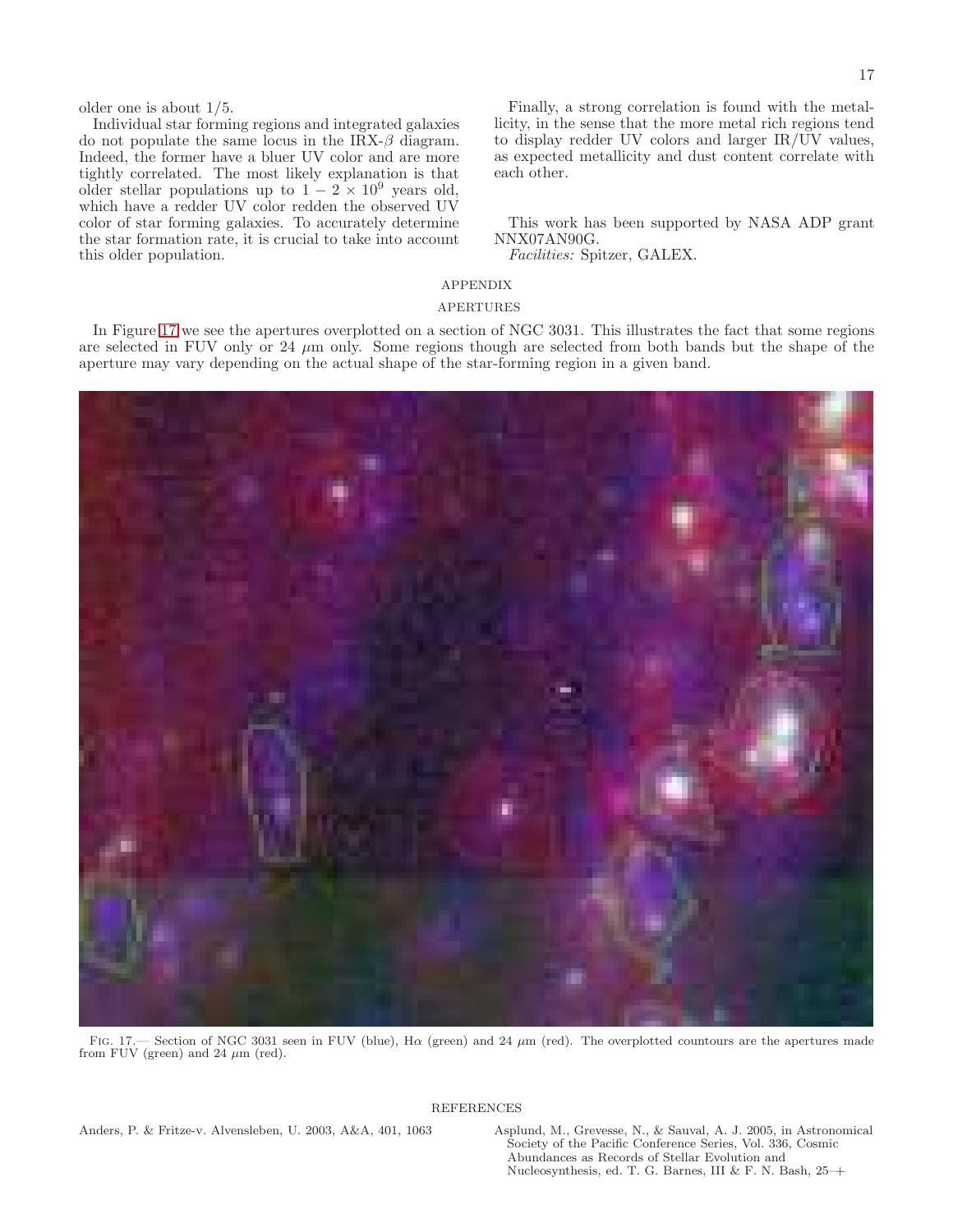older one is about 1/5.

Individual star forming regions and integrated galaxies do not populate the same locus in the IRX-$\beta$ diagram. Indeed, the former have a bluer UV color and are more tightly correlated. The most likely explanation is that older stellar populations up to $1 - 2 \times 10^9$ years old, which have a redder UV color redden the observed UV color of star forming galaxies. To accurately determine the star formation rate, it is crucial to take into account this older population.

Finally, a strong correlation is found with the metallicity, in the sense that the more metal rich regions tend to display redder UV colors and larger IR/UV values, as expected metallicity and dust content correlate with each other.

This work has been supported by NASA ADP grant NNX07AN90G.

*Facilities:* Spitzer, GALEX.

## APPENDIX

### APERTURES

In Figure 17 we see the apertures overplotted on a section of NGC 3031. This illustrates the fact that some regions are selected in FUV only or 24 $\mu$m only. Some regions though are selected from both bands but the shape of the aperture may vary depending on the actual shape of the star-forming region in a given band.

Fig. 17.— Section of NGC 3031 seen in FUV (blue), H$\alpha$ (green) and 24 $\mu$m (red). The overplotted countours are the apertures made from FUV (green) and 24 $\mu$m (red).

## REFERENCES

Anders, P. & Fritze-v. Alvensleben, U. 2003, A&A, 401, 1063

Asplund, M., Grevesse, N., & Sauval, A. J. 2005, in Astronomical Society of the Pacific Conference Series, Vol. 336, Cosmic Abundances as Records of Stellar Evolution and Nucleosynthesis, ed. T. G. Barnes, III & F. N. Bash, 25–+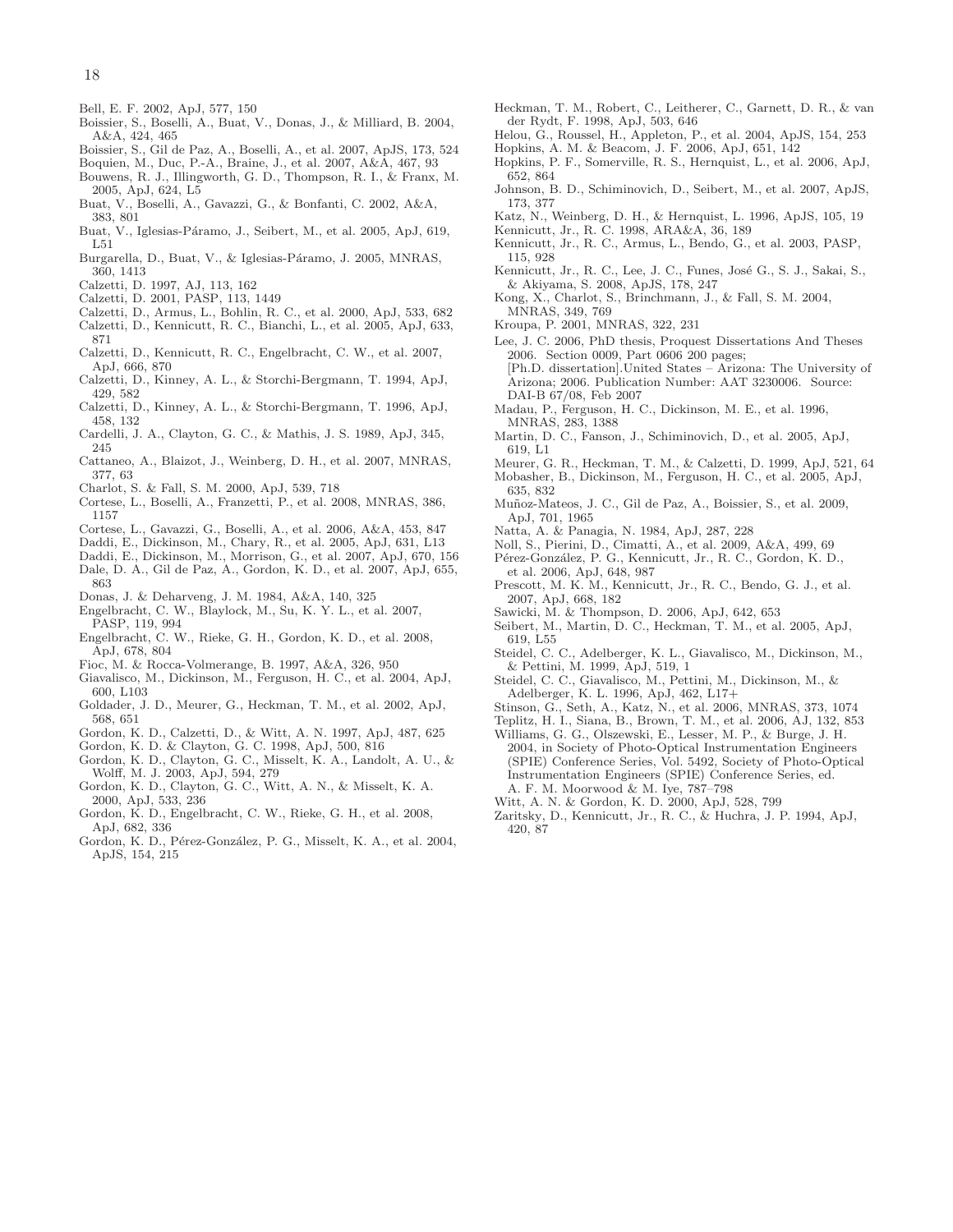Bell, E. F. 2002, ApJ, 577, 150

Boissier, S., Boselli, A., Buat, V., Donas, J., & Milliard, B. 2004, A&A, 424, 465

Boissier, S., Gil de Paz, A., Boselli, A., et al. 2007, ApJS, 173, 524

Boquien, M., Duc, P.-A., Braine, J., et al. 2007, A&A, 467, 93

Bouwens, R. J., Illingworth, G. D., Thompson, R. I., & Franx, M. 2005, ApJ, 624, L5

Buat, V., Boselli, A., Gavazzi, G., & Bonfanti, C. 2002, A&A, 383, 801

Buat, V., Iglesias-Páramo, J., Seibert, M., et al. 2005, ApJ, 619, L51

Burgarella, D., Buat, V., & Iglesias-Páramo, J. 2005, MNRAS, 360, 1413

Calzetti, D. 1997, AJ, 113, 162

Calzetti, D. 2001, PASP, 113, 1449

Calzetti, D., Armus, L., Bohlin, R. C., et al. 2000, ApJ, 533, 682

Calzetti, D., Kennicutt, R. C., Bianchi, L., et al. 2005, ApJ, 633, 871

Calzetti, D., Kennicutt, R. C., Engelbracht, C. W., et al. 2007, ApJ, 666, 870

Calzetti, D., Kinney, A. L., & Storchi-Bergmann, T. 1994, ApJ, 429, 582

Calzetti, D., Kinney, A. L., & Storchi-Bergmann, T. 1996, ApJ, 458, 132

Cardelli, J. A., Clayton, G. C., & Mathis, J. S. 1989, ApJ, 345, 245

Cattaneo, A., Blaizot, J., Weinberg, D. H., et al. 2007, MNRAS, 377, 63

Charlot, S. & Fall, S. M. 2000, ApJ, 539, 718

Cortese, L., Boselli, A., Franzetti, P., et al. 2008, MNRAS, 386, 1157

Cortese, L., Gavazzi, G., Boselli, A., et al. 2006, A&A, 453, 847

Daddi, E., Dickinson, M., Chary, R., et al. 2005, ApJ, 631, L13

Daddi, E., Dickinson, M., Morrison, G., et al. 2007, ApJ, 670, 156

Dale, D. A., Gil de Paz, A., Gordon, K. D., et al. 2007, ApJ, 655, 863

Donas, J. & Deharveng, J. M. 1984, A&A, 140, 325

Engelbracht, C. W., Blaylock, M., Su, K. Y. L., et al. 2007, PASP, 119, 994

Engelbracht, C. W., Rieke, G. H., Gordon, K. D., et al. 2008, ApJ, 678, 804

Fioc, M. & Rocca-Volmerange, B. 1997, A&A, 326, 950

Giavalisco, M., Dickinson, M., Ferguson, H. C., et al. 2004, ApJ, 600, L103

Goldader, J. D., Meurer, G., Heckman, T. M., et al. 2002, ApJ, 568, 651

Gordon, K. D., Calzetti, D., & Witt, A. N. 1997, ApJ, 487, 625

Gordon, K. D. & Clayton, G. C. 1998, ApJ, 500, 816

Gordon, K. D., Clayton, G. C., Misselt, K. A., Landolt, A. U., & Wolff, M. J. 2003, ApJ, 594, 279

Gordon, K. D., Clayton, G. C., Witt, A. N., & Misselt, K. A. 2000, ApJ, 533, 236

Gordon, K. D., Engelbracht, C. W., Rieke, G. H., et al. 2008, ApJ, 682, 336

Gordon, K. D., Pérez-González, P. G., Misselt, K. A., et al. 2004, ApJS, 154, 215

Heckman, T. M., Robert, C., Leitherer, C., Garnett, D. R., & van der Rydt, F. 1998, ApJ, 503, 646

Helou, G., Roussel, H., Appleton, P., et al. 2004, ApJS, 154, 253

Hopkins, A. M. & Beacom, J. F. 2006, ApJ, 651, 142

Hopkins, P. F., Somerville, R. S., Hernquist, L., et al. 2006, ApJ, 652, 864

Johnson, B. D., Schiminovich, D., Seibert, M., et al. 2007, ApJS, 173, 377

Katz, N., Weinberg, D. H., & Hernquist, L. 1996, ApJS, 105, 19

Kennicutt, Jr., R. C. 1998, ARA&A, 36, 189

Kennicutt, Jr., R. C., Armus, L., Bendo, G., et al. 2003, PASP, 115, 928

Kennicutt, Jr., R. C., Lee, J. C., Funes, José G., S. J., Sakai, S., & Akiyama, S. 2008, ApJS, 178, 247

Kong, X., Charlot, S., Brinchmann, J., & Fall, S. M. 2004, MNRAS, 349, 769

Kroupa, P. 2001, MNRAS, 322, 231

Lee, J. C. 2006, PhD thesis, Proquest Dissertations And Theses 2006. Section 0009, Part 0606 200 pages; [Ph.D. dissertation].United States – Arizona: The University of Arizona; 2006. Publication Number: AAT 3230006. Source: DAI-B 67/08, Feb 2007

Madau, P., Ferguson, H. C., Dickinson, M. E., et al. 1996, MNRAS, 283, 1388

Martin, D. C., Fanson, J., Schiminovich, D., et al. 2005, ApJ, 619, L1

Meurer, G. R., Heckman, T. M., & Calzetti, D. 1999, ApJ, 521, 64

Mobasher, B., Dickinson, M., Ferguson, H. C., et al. 2005, ApJ, 635, 832

Muñoz-Mateos, J. C., Gil de Paz, A., Boissier, S., et al. 2009, ApJ, 701, 1965

Natta, A. & Panagia, N. 1984, ApJ, 287, 228

Noll, S., Pierini, D., Cimatti, A., et al. 2009, A&A, 499, 69

Pérez-González, P. G., Kennicutt, Jr., R. C., Gordon, K. D., et al. 2006, ApJ, 648, 987

Prescott, M. K. M., Kennicutt, Jr., R. C., Bendo, G. J., et al. 2007, ApJ, 668, 182

Sawicki, M. & Thompson, D. 2006, ApJ, 642, 653

Seibert, M., Martin, D. C., Heckman, T. M., et al. 2005, ApJ, 619, L55

Steidel, C. C., Adelberger, K. L., Giavalisco, M., Dickinson, M., & Pettini, M. 1999, ApJ, 519, 1

Steidel, C. C., Giavalisco, M., Pettini, M., Dickinson, M., & Adelberger, K. L. 1996, ApJ, 462, L17+

Stinson, G., Seth, A., Katz, N., et al. 2006, MNRAS, 373, 1074

Teplitz, H. I., Siana, B., Brown, T. M., et al. 2006, AJ, 132, 853

Williams, G. G., Olszewski, E., Lesser, M. P., & Burge, J. H. 2004, in Society of Photo-Optical Instrumentation Engineers (SPIE) Conference Series, Vol. 5492, Society of Photo-Optical Instrumentation Engineers (SPIE) Conference Series, ed. A. F. M. Moorwood & M. Iye, 787–798

Witt, A. N. & Gordon, K. D. 2000, ApJ, 528, 799

Zaritsky, D., Kennicutt, Jr., R. C., & Huchra, J. P. 1994, ApJ, 420, 87